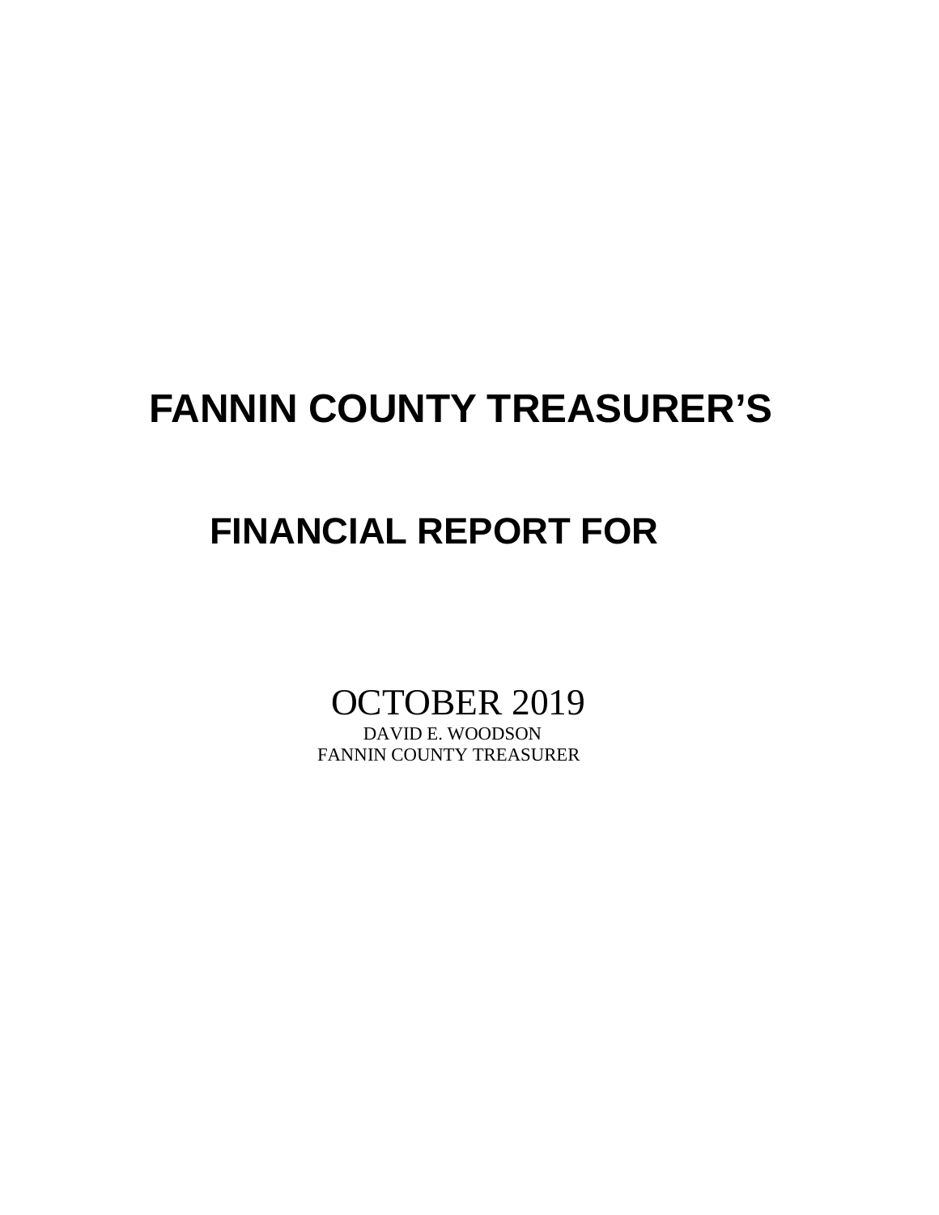# FANNIN COUNTY TREASURER'S

## FINANCIAL REPORT FOR

OCTOBER 2019

DAVID E. WOODSON

FANNIN COUNTY TREASURER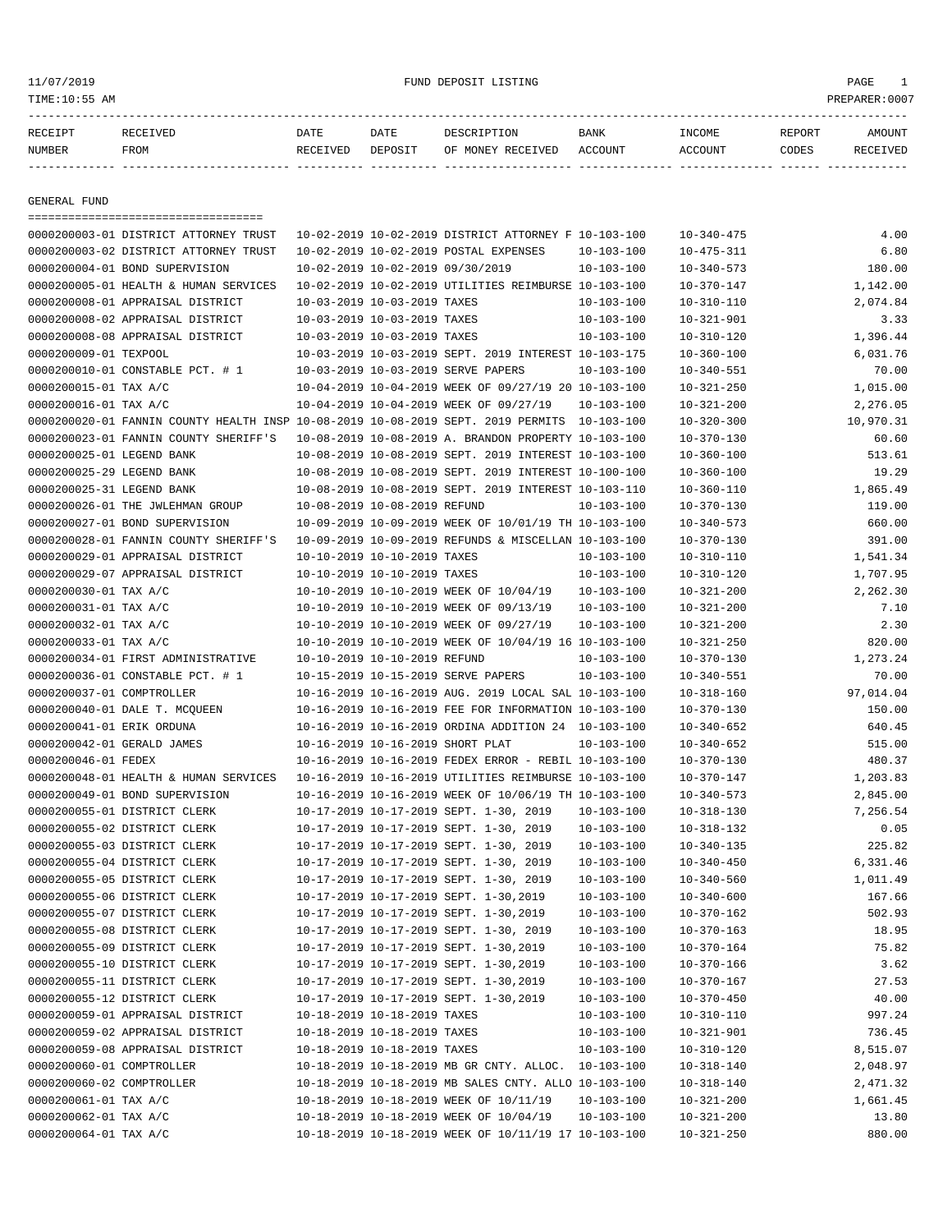11/07/2019 FUND DEPOSIT LISTING
TIME:10:55 AM PREPARER:0007

| RECEIPT NUMBER | RECEIVED FROM | DATE RECEIVED | DATE DEPOSIT | DESCRIPTION OF MONEY RECEIVED | BANK ACCOUNT | INCOME ACCOUNT | REPORT CODES | AMOUNT RECEIVED |
|---|---|---|---|---|---|---|---|---|

## GENERAL FUND

| RECEIPT NUMBER | RECEIVED FROM | DATE RECEIVED | DATE DEPOSIT | DESCRIPTION OF MONEY RECEIVED | BANK ACCOUNT | INCOME ACCOUNT | REPORT CODES | AMOUNT RECEIVED |
|---|---|---|---|---|---|---|---|---|
| 0000200003-01 | DISTRICT ATTORNEY TRUST | 10-02-2019 | 10-02-2019 | DISTRICT ATTORNEY F | 10-103-100 | 10-340-475 | | 4.00 |
| 0000200003-02 | DISTRICT ATTORNEY TRUST | 10-02-2019 | 10-02-2019 | POSTAL EXPENSES | 10-103-100 | 10-475-311 | | 6.80 |
| 0000200004-01 | BOND SUPERVISION | 10-02-2019 | 10-02-2019 | 09/30/2019 | 10-103-100 | 10-340-573 | | 180.00 |
| 0000200005-01 | HEALTH & HUMAN SERVICES | 10-02-2019 | 10-02-2019 | UTILITIES REIMBURSE | 10-103-100 | 10-370-147 | | 1,142.00 |
| 0000200008-01 | APPRAISAL DISTRICT | 10-03-2019 | 10-03-2019 | TAXES | 10-103-100 | 10-310-110 | | 2,074.84 |
| 0000200008-02 | APPRAISAL DISTRICT | 10-03-2019 | 10-03-2019 | TAXES | 10-103-100 | 10-321-901 | | 3.33 |
| 0000200008-08 | APPRAISAL DISTRICT | 10-03-2019 | 10-03-2019 | TAXES | 10-103-100 | 10-310-120 | | 1,396.44 |
| 0000200009-01 | TEXPOOL | 10-03-2019 | 10-03-2019 | SEPT. 2019 INTEREST | 10-103-175 | 10-360-100 | | 6,031.76 |
| 0000200010-01 | CONSTABLE PCT. # 1 | 10-03-2019 | 10-03-2019 | SERVE PAPERS | 10-103-100 | 10-340-551 | | 70.00 |
| 0000200015-01 | TAX A/C | 10-04-2019 | 10-04-2019 | WEEK OF 09/27/19 20 | 10-103-100 | 10-321-250 | | 1,015.00 |
| 0000200016-01 | TAX A/C | 10-04-2019 | 10-04-2019 | WEEK OF 09/27/19 | 10-103-100 | 10-321-200 | | 2,276.05 |
| 0000200020-01 | FANNIN COUNTY HEALTH INSP | 10-08-2019 | 10-08-2019 | SEPT. 2019 PERMITS | 10-103-100 | 10-320-300 | | 10,970.31 |
| 0000200023-01 | FANNIN COUNTY SHERIFF'S | 10-08-2019 | 10-08-2019 | A. BRANDON PROPERTY | 10-103-100 | 10-370-130 | | 60.60 |
| 0000200025-01 | LEGEND BANK | 10-08-2019 | 10-08-2019 | SEPT. 2019 INTEREST | 10-103-100 | 10-360-100 | | 513.61 |
| 0000200025-29 | LEGEND BANK | 10-08-2019 | 10-08-2019 | SEPT. 2019 INTEREST | 10-100-100 | 10-360-100 | | 19.29 |
| 0000200025-31 | LEGEND BANK | 10-08-2019 | 10-08-2019 | SEPT. 2019 INTEREST | 10-103-110 | 10-360-110 | | 1,865.49 |
| 0000200026-01 | THE JWLEHMAN GROUP | 10-08-2019 | 10-08-2019 | REFUND | 10-103-100 | 10-370-130 | | 119.00 |
| 0000200027-01 | BOND SUPERVISION | 10-09-2019 | 10-09-2019 | WEEK OF 10/01/19 TH | 10-103-100 | 10-340-573 | | 660.00 |
| 0000200028-01 | FANNIN COUNTY SHERIFF'S | 10-09-2019 | 10-09-2019 | REFUNDS & MISCELLAN | 10-103-100 | 10-370-130 | | 391.00 |
| 0000200029-01 | APPRAISAL DISTRICT | 10-10-2019 | 10-10-2019 | TAXES | 10-103-100 | 10-310-110 | | 1,541.34 |
| 0000200029-07 | APPRAISAL DISTRICT | 10-10-2019 | 10-10-2019 | TAXES | 10-103-100 | 10-310-120 | | 1,707.95 |
| 0000200030-01 | TAX A/C | 10-10-2019 | 10-10-2019 | WEEK OF 10/04/19 | 10-103-100 | 10-321-200 | | 2,262.30 |
| 0000200031-01 | TAX A/C | 10-10-2019 | 10-10-2019 | WEEK OF 09/13/19 | 10-103-100 | 10-321-200 | | 7.10 |
| 0000200032-01 | TAX A/C | 10-10-2019 | 10-10-2019 | WEEK OF 09/27/19 | 10-103-100 | 10-321-200 | | 2.30 |
| 0000200033-01 | TAX A/C | 10-10-2019 | 10-10-2019 | WEEK OF 10/04/19 16 | 10-103-100 | 10-321-250 | | 820.00 |
| 0000200034-01 | FIRST ADMINISTRATIVE | 10-10-2019 | 10-10-2019 | REFUND | 10-103-100 | 10-370-130 | | 1,273.24 |
| 0000200036-01 | CONSTABLE PCT. # 1 | 10-15-2019 | 10-15-2019 | SERVE PAPERS | 10-103-100 | 10-340-551 | | 70.00 |
| 0000200037-01 | COMPTROLLER | 10-16-2019 | 10-16-2019 | AUG. 2019 LOCAL SAL | 10-103-100 | 10-318-160 | | 97,014.04 |
| 0000200040-01 | DALE T. MCQUEEN | 10-16-2019 | 10-16-2019 | FEE FOR INFORMATION | 10-103-100 | 10-370-130 | | 150.00 |
| 0000200041-01 | ERIK ORDUNA | 10-16-2019 | 10-16-2019 | ORDINA ADDITION 24 | 10-103-100 | 10-340-652 | | 640.45 |
| 0000200042-01 | GERALD JAMES | 10-16-2019 | 10-16-2019 | SHORT PLAT | 10-103-100 | 10-340-652 | | 515.00 |
| 0000200046-01 | FEDEX | 10-16-2019 | 10-16-2019 | FEDEX ERROR - REBIL | 10-103-100 | 10-370-130 | | 480.37 |
| 0000200048-01 | HEALTH & HUMAN SERVICES | 10-16-2019 | 10-16-2019 | UTILITIES REIMBURSE | 10-103-100 | 10-370-147 | | 1,203.83 |
| 0000200049-01 | BOND SUPERVISION | 10-16-2019 | 10-16-2019 | WEEK OF 10/06/19 TH | 10-103-100 | 10-340-573 | | 2,845.00 |
| 0000200055-01 | DISTRICT CLERK | 10-17-2019 | 10-17-2019 | SEPT. 1-30, 2019 | 10-103-100 | 10-318-130 | | 7,256.54 |
| 0000200055-02 | DISTRICT CLERK | 10-17-2019 | 10-17-2019 | SEPT. 1-30, 2019 | 10-103-100 | 10-318-132 | | 0.05 |
| 0000200055-03 | DISTRICT CLERK | 10-17-2019 | 10-17-2019 | SEPT. 1-30, 2019 | 10-103-100 | 10-340-135 | | 225.82 |
| 0000200055-04 | DISTRICT CLERK | 10-17-2019 | 10-17-2019 | SEPT. 1-30, 2019 | 10-103-100 | 10-340-450 | | 6,331.46 |
| 0000200055-05 | DISTRICT CLERK | 10-17-2019 | 10-17-2019 | SEPT. 1-30, 2019 | 10-103-100 | 10-340-560 | | 1,011.49 |
| 0000200055-06 | DISTRICT CLERK | 10-17-2019 | 10-17-2019 | SEPT. 1-30,2019 | 10-103-100 | 10-340-600 | | 167.66 |
| 0000200055-07 | DISTRICT CLERK | 10-17-2019 | 10-17-2019 | SEPT. 1-30,2019 | 10-103-100 | 10-370-162 | | 502.93 |
| 0000200055-08 | DISTRICT CLERK | 10-17-2019 | 10-17-2019 | SEPT. 1-30, 2019 | 10-103-100 | 10-370-163 | | 18.95 |
| 0000200055-09 | DISTRICT CLERK | 10-17-2019 | 10-17-2019 | SEPT. 1-30,2019 | 10-103-100 | 10-370-164 | | 75.82 |
| 0000200055-10 | DISTRICT CLERK | 10-17-2019 | 10-17-2019 | SEPT. 1-30,2019 | 10-103-100 | 10-370-166 | | 3.62 |
| 0000200055-11 | DISTRICT CLERK | 10-17-2019 | 10-17-2019 | SEPT. 1-30,2019 | 10-103-100 | 10-370-167 | | 27.53 |
| 0000200055-12 | DISTRICT CLERK | 10-17-2019 | 10-17-2019 | SEPT. 1-30,2019 | 10-103-100 | 10-370-450 | | 40.00 |
| 0000200059-01 | APPRAISAL DISTRICT | 10-18-2019 | 10-18-2019 | TAXES | 10-103-100 | 10-310-110 | | 997.24 |
| 0000200059-02 | APPRAISAL DISTRICT | 10-18-2019 | 10-18-2019 | TAXES | 10-103-100 | 10-321-901 | | 736.45 |
| 0000200059-08 | APPRAISAL DISTRICT | 10-18-2019 | 10-18-2019 | TAXES | 10-103-100 | 10-310-120 | | 8,515.07 |
| 0000200060-01 | COMPTROLLER | 10-18-2019 | 10-18-2019 | MB GR CNTY. ALLOC. | 10-103-100 | 10-318-140 | | 2,048.97 |
| 0000200060-02 | COMPTROLLER | 10-18-2019 | 10-18-2019 | MB SALES CNTY. ALLO | 10-103-100 | 10-318-140 | | 2,471.32 |
| 0000200061-01 | TAX A/C | 10-18-2019 | 10-18-2019 | WEEK OF 10/11/19 | 10-103-100 | 10-321-200 | | 1,661.45 |
| 0000200062-01 | TAX A/C | 10-18-2019 | 10-18-2019 | WEEK OF 10/04/19 | 10-103-100 | 10-321-200 | | 13.80 |
| 0000200064-01 | TAX A/C | 10-18-2019 | 10-18-2019 | WEEK OF 10/11/19 17 | 10-103-100 | 10-321-250 | | 880.00 |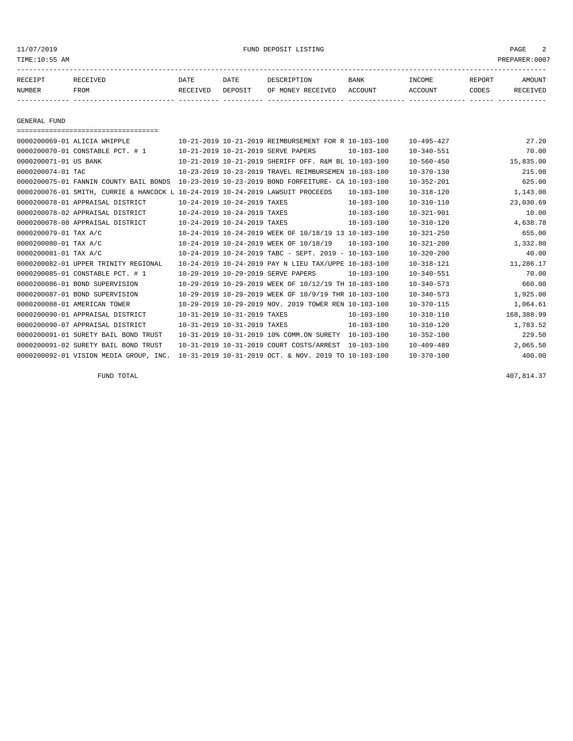## GENERAL FUND

| RECEIPT NUMBER | RECEIVED FROM | DATE RECEIVED | DATE DEPOSIT | DESCRIPTION OF MONEY RECEIVED | BANK ACCOUNT | INCOME ACCOUNT | REPORT CODES | AMOUNT RECEIVED |
|---|---|---|---|---|---|---|---|---|
| 0000200069-01 | ALICIA WHIPPLE | 10-21-2019 | 10-21-2019 | REIMBURSEMENT FOR R | 10-103-100 | 10-495-427 | | 27.20 |
| 0000200070-01 | CONSTABLE PCT. # 1 | 10-21-2019 | 10-21-2019 | SERVE PAPERS | 10-103-100 | 10-340-551 | | 70.00 |
| 0000200071-01 | US BANK | 10-21-2019 | 10-21-2019 | SHERIFF OFF. R&M BL | 10-103-100 | 10-560-450 | | 15,835.00 |
| 0000200074-01 | TAC | 10-23-2019 | 10-23-2019 | TRAVEL REIMBURSEMEN | 10-103-100 | 10-370-130 | | 215.00 |
| 0000200075-01 | FANNIN COUNTY BAIL BONDS | 10-23-2019 | 10-23-2019 | BOND FORFEITURE- CA | 10-103-100 | 10-352-201 | | 625.00 |
| 0000200076-01 | SMITH, CURRIE & HANCOCK L | 10-24-2019 | 10-24-2019 | LAWSUIT PROCEEDS | 10-103-100 | 10-318-120 | | 1,143.00 |
| 0000200078-01 | APPRAISAL DISTRICT | 10-24-2019 | 10-24-2019 | TAXES | 10-103-100 | 10-310-110 | | 23,030.69 |
| 0000200078-02 | APPRAISAL DISTRICT | 10-24-2019 | 10-24-2019 | TAXES | 10-103-100 | 10-321-901 | | 10.00 |
| 0000200078-08 | APPRAISAL DISTRICT | 10-24-2019 | 10-24-2019 | TAXES | 10-103-100 | 10-310-120 | | 4,638.78 |
| 0000200079-01 | TAX A/C | 10-24-2019 | 10-24-2019 | WEEK OF 10/18/19 13 | 10-103-100 | 10-321-250 | | 655.00 |
| 0000200080-01 | TAX A/C | 10-24-2019 | 10-24-2019 | WEEK OF 10/18/19 | 10-103-100 | 10-321-200 | | 1,332.80 |
| 0000200081-01 | TAX A/C | 10-24-2019 | 10-24-2019 | TABC - SEPT. 2019 - | 10-103-100 | 10-320-200 | | 40.00 |
| 0000200082-01 | UPPER TRINITY REGIONAL | 10-24-2019 | 10-24-2019 | PAY N LIEU TAX/UPPE | 10-103-100 | 10-318-121 | | 11,286.17 |
| 0000200085-01 | CONSTABLE PCT. # 1 | 10-29-2019 | 10-29-2019 | SERVE PAPERS | 10-103-100 | 10-340-551 | | 70.00 |
| 0000200086-01 | BOND SUPERVISION | 10-29-2019 | 10-29-2019 | WEEK OF 10/12/19 TH | 10-103-100 | 10-340-573 | | 660.00 |
| 0000200087-01 | BOND SUPERVISION | 10-29-2019 | 10-29-2019 | WEEK OF 10/9/19 THR | 10-103-100 | 10-340-573 | | 1,925.00 |
| 0000200088-01 | AMERICAN TOWER | 10-29-2019 | 10-29-2019 | NOV. 2019 TOWER REN | 10-103-100 | 10-370-115 | | 1,064.61 |
| 0000200090-01 | APPRAISAL DISTRICT | 10-31-2019 | 10-31-2019 | TAXES | 10-103-100 | 10-310-110 | | 168,388.99 |
| 0000200090-07 | APPRAISAL DISTRICT | 10-31-2019 | 10-31-2019 | TAXES | 10-103-100 | 10-310-120 | | 1,783.52 |
| 0000200091-01 | SURETY BAIL BOND TRUST | 10-31-2019 | 10-31-2019 | 10% COMM.ON SURETY | 10-103-100 | 10-352-100 | | 229.50 |
| 0000200091-02 | SURETY BAIL BOND TRUST | 10-31-2019 | 10-31-2019 | COURT COSTS/ARREST | 10-103-100 | 10-409-489 | | 2,065.50 |
| 0000200092-01 | VISION MEDIA GROUP, INC. | 10-31-2019 | 10-31-2019 | OCT. & NOV. 2019 TO | 10-103-100 | 10-370-100 | | 400.00 |
| | FUND TOTAL | | | | | | | 407,814.37 |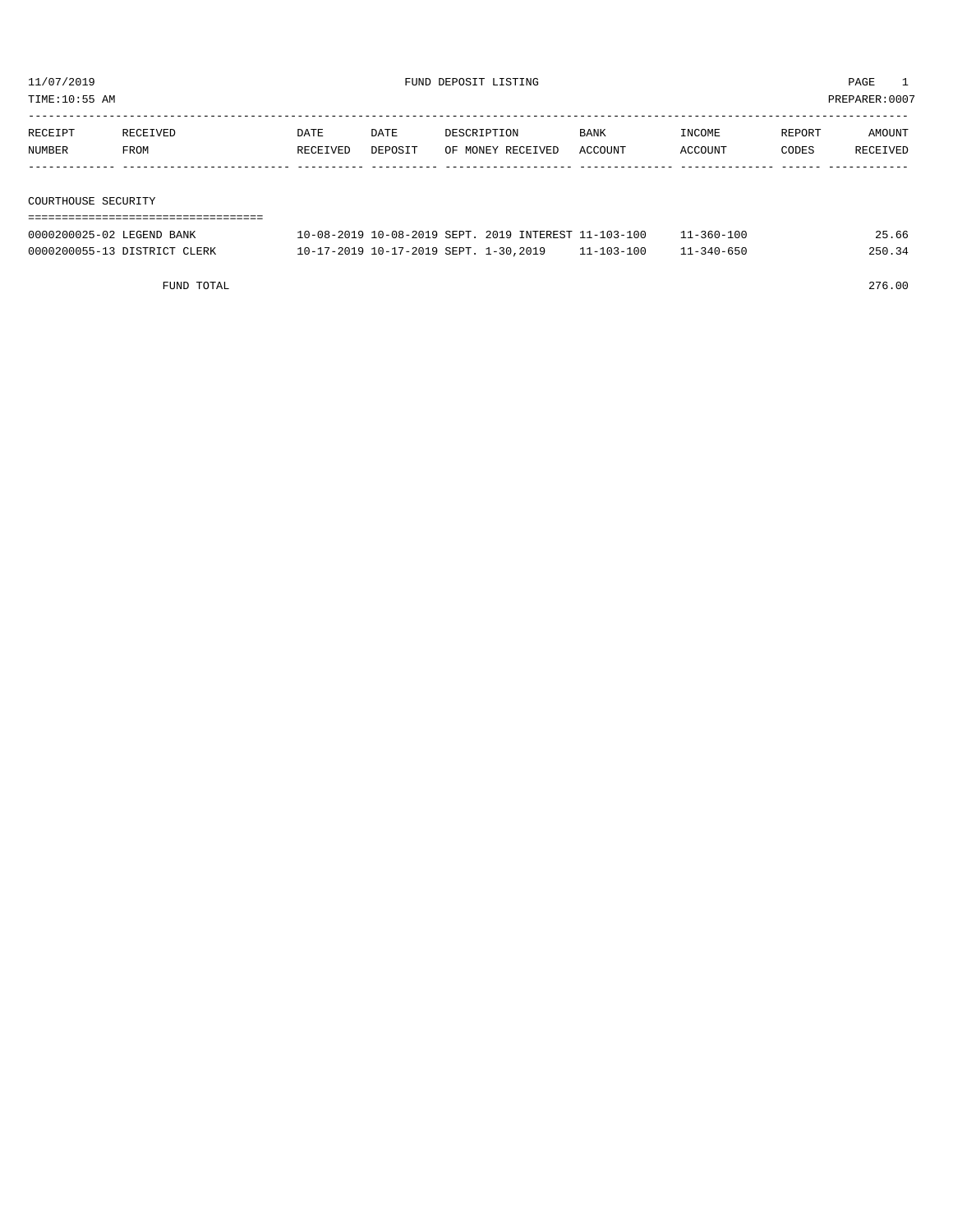# FUND DEPOSIT LISTING

11/07/2019
TIME:10:55 AM
PREPARER:0007

| RECEIPT NUMBER | RECEIVED FROM | DATE RECEIVED | DATE DEPOSIT | DESCRIPTION OF MONEY RECEIVED | BANK ACCOUNT | INCOME ACCOUNT | REPORT CODES | AMOUNT RECEIVED |
|---|---|---|---|---|---|---|---|---|
| **COURTHOUSE SECURITY** | | | | | | | | |
| 0000200025-02 | LEGEND BANK | 10-08-2019 | 10-08-2019 | SEPT. 2019 INTEREST | 11-103-100 | 11-360-100 | | 25.66 |
| 0000200055-13 | DISTRICT CLERK | 10-17-2019 | 10-17-2019 | SEPT. 1-30,2019 | 11-103-100 | 11-340-650 | | 250.34 |
| | FUND TOTAL | | | | | | | 276.00 |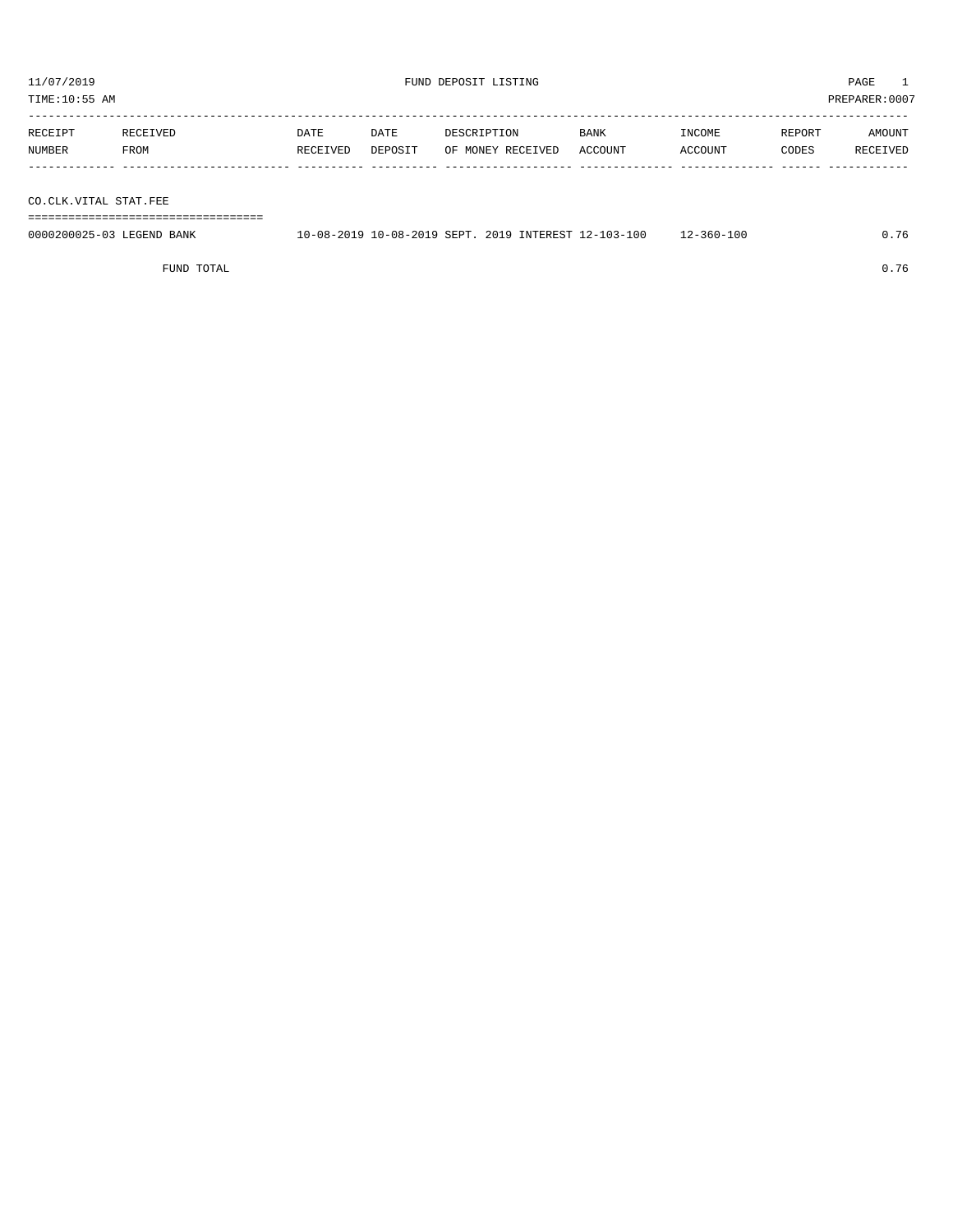11/07/2019 FUND DEPOSIT LISTING PAGE 1

TIME:10:55 AM PREPARER:0007

| RECEIPT NUMBER | RECEIVED FROM | DATE RECEIVED | DATE DEPOSIT | DESCRIPTION OF MONEY RECEIVED | BANK ACCOUNT | INCOME ACCOUNT | REPORT CODES | AMOUNT RECEIVED |
|---|---|---|---|---|---|---|---|---|
| **CO.CLK.VITAL STAT.FEE** | | | | | | | | |
| 0000200025-03 | LEGEND BANK | 10-08-2019 | 10-08-2019 | SEPT. 2019 INTEREST | 12-103-100 | 12-360-100 | | 0.76 |
| | FUND TOTAL | | | | | | | 0.76 |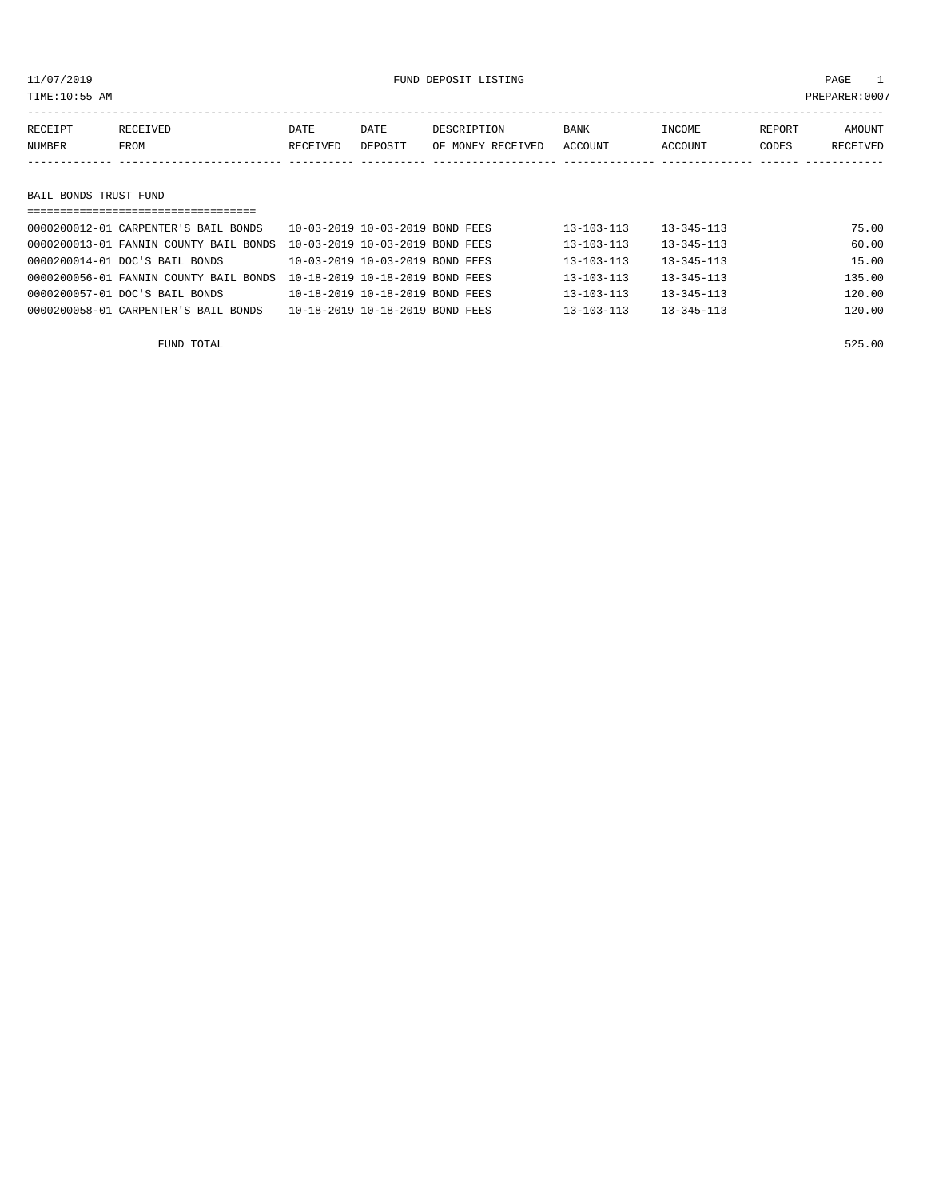11/07/2019 FUND DEPOSIT LISTING

TIME:10:55 AM PREPARER:0007

| RECEIPT NUMBER | RECEIVED FROM | DATE RECEIVED | DATE DEPOSIT | DESCRIPTION OF MONEY RECEIVED | BANK ACCOUNT | INCOME ACCOUNT | REPORT CODES | AMOUNT RECEIVED |
|---|---|---|---|---|---|---|---|---|
| **BAIL BONDS TRUST FUND** | | | | | | | | |
| 0000200012-01 | CARPENTER'S BAIL BONDS | 10-03-2019 | 10-03-2019 | BOND FEES | 13-103-113 | 13-345-113 | | 75.00 |
| 0000200013-01 | FANNIN COUNTY BAIL BONDS | 10-03-2019 | 10-03-2019 | BOND FEES | 13-103-113 | 13-345-113 | | 60.00 |
| 0000200014-01 | DOC'S BAIL BONDS | 10-03-2019 | 10-03-2019 | BOND FEES | 13-103-113 | 13-345-113 | | 15.00 |
| 0000200056-01 | FANNIN COUNTY BAIL BONDS | 10-18-2019 | 10-18-2019 | BOND FEES | 13-103-113 | 13-345-113 | | 135.00 |
| 0000200057-01 | DOC'S BAIL BONDS | 10-18-2019 | 10-18-2019 | BOND FEES | 13-103-113 | 13-345-113 | | 120.00 |
| 0000200058-01 | CARPENTER'S BAIL BONDS | 10-18-2019 | 10-18-2019 | BOND FEES | 13-103-113 | 13-345-113 | | 120.00 |
| | FUND TOTAL | | | | | | | 525.00 |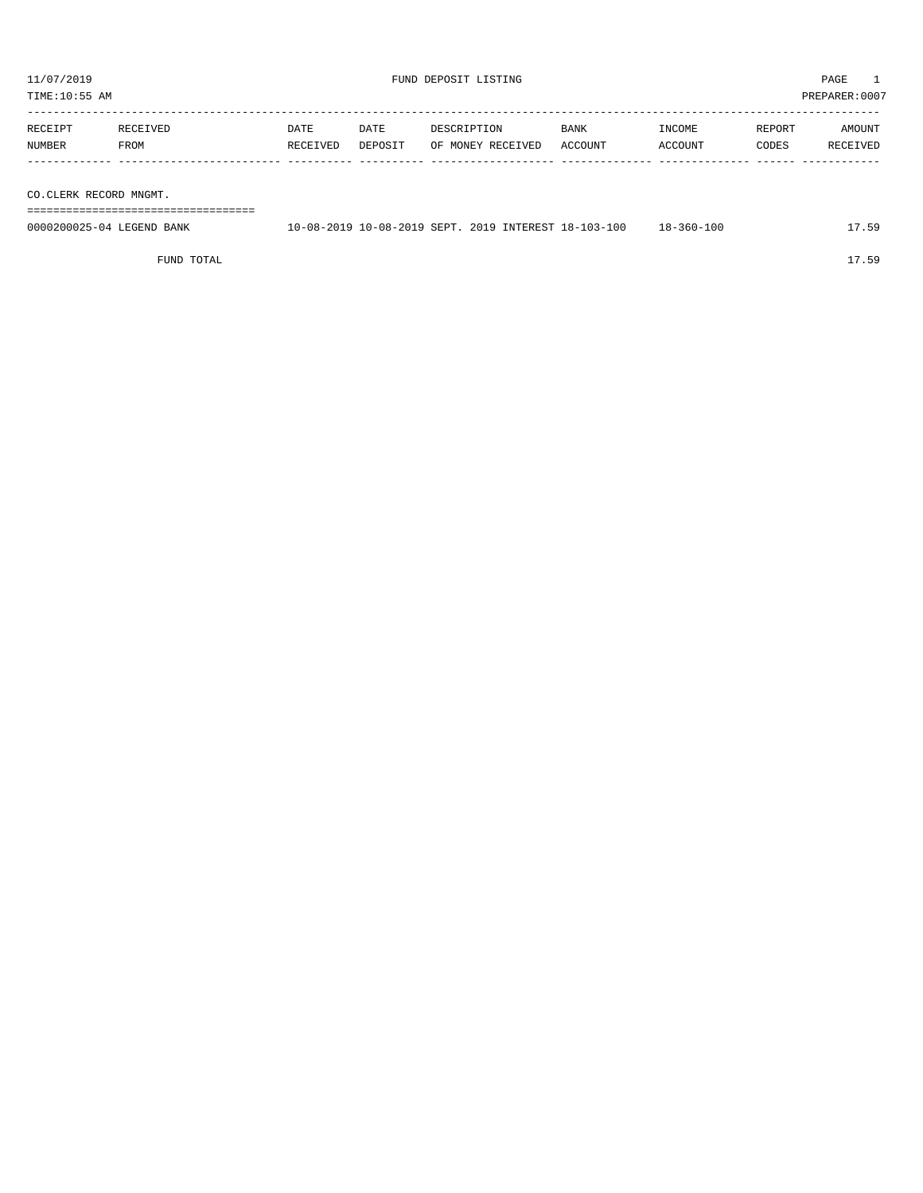11/07/2019 FUND DEPOSIT LISTING PAGE 1

TIME:10:55 AM PREPARER:0007

| RECEIPT NUMBER | RECEIVED FROM | DATE RECEIVED | DATE DEPOSIT | DESCRIPTION OF MONEY RECEIVED | BANK ACCOUNT | INCOME ACCOUNT | REPORT CODES | AMOUNT RECEIVED |
|---|---|---|---|---|---|---|---|---|
| **CO.CLERK RECORD MNGMT.** | | | | | | | | |
| 0000200025-04 | LEGEND BANK | 10-08-2019 | 10-08-2019 | SEPT. 2019 INTEREST | 18-103-100 | 18-360-100 | | 17.59 |
| | FUND TOTAL | | | | | | | 17.59 |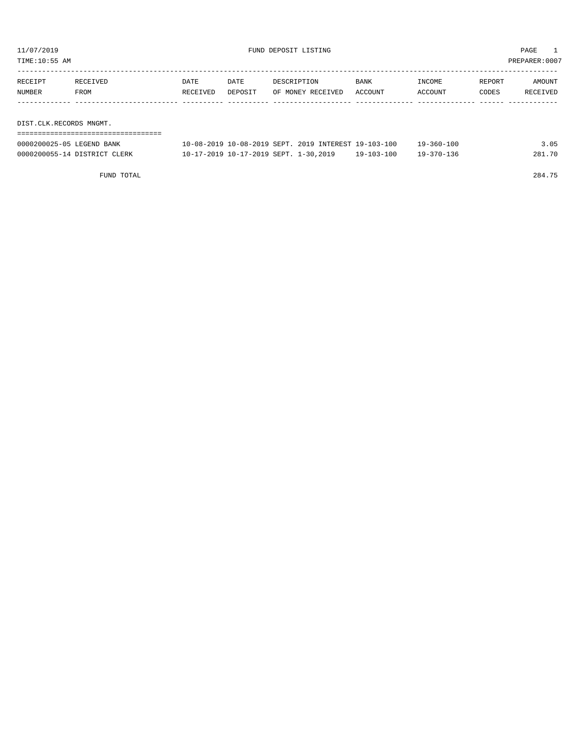11/07/2019 FUND DEPOSIT LISTING

TIME:10:55 AM PREPARER:0007

| RECEIPT NUMBER | RECEIVED FROM | DATE RECEIVED | DATE DEPOSIT | DESCRIPTION OF MONEY RECEIVED | BANK ACCOUNT | INCOME ACCOUNT | REPORT CODES | AMOUNT RECEIVED |
|---|---|---|---|---|---|---|---|---|
| **DIST.CLK.RECORDS MNGMT.** | | | | | | | | |
| 0000200025-05 | LEGEND BANK | 10-08-2019 | 10-08-2019 | SEPT. 2019 INTEREST | 19-103-100 | 19-360-100 | | 3.05 |
| 0000200055-14 | DISTRICT CLERK | 10-17-2019 | 10-17-2019 | SEPT. 1-30,2019 | 19-103-100 | 19-370-136 | | 281.70 |
| | FUND TOTAL | | | | | | | 284.75 |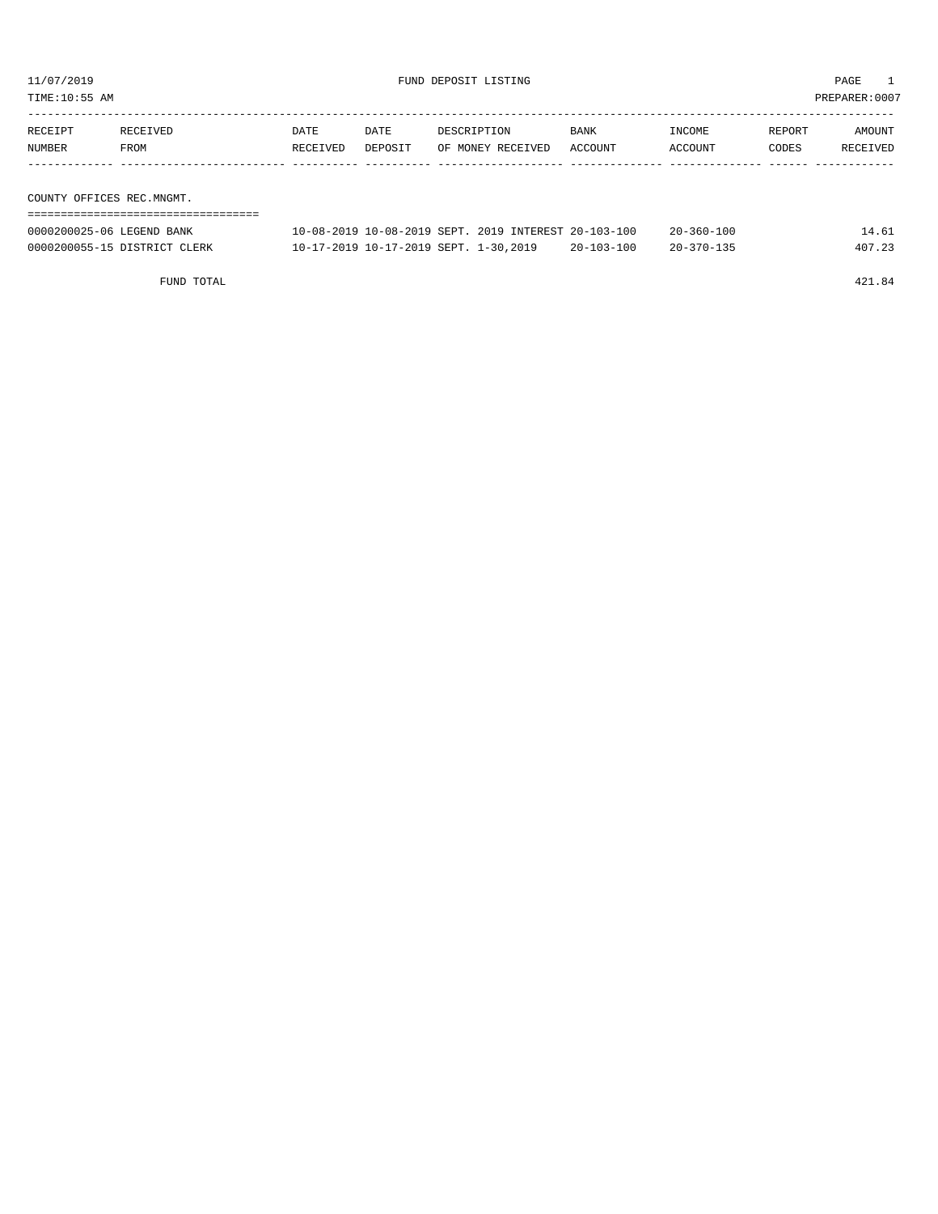11/07/2019 FUND DEPOSIT LISTING

TIME:10:55 AM PREPARER:0007

| RECEIPT NUMBER | RECEIVED FROM | DATE RECEIVED | DATE DEPOSIT | DESCRIPTION OF MONEY RECEIVED | BANK ACCOUNT | INCOME ACCOUNT | REPORT CODES | AMOUNT RECEIVED |
|---|---|---|---|---|---|---|---|---|
| **COUNTY OFFICES REC.MNGMT.** | | | | | | | | |
| 0000200025-06 | LEGEND BANK | 10-08-2019 | 10-08-2019 | SEPT. 2019 INTEREST | 20-103-100 | 20-360-100 | | 14.61 |
| 0000200055-15 | DISTRICT CLERK | 10-17-2019 | 10-17-2019 | SEPT. 1-30,2019 | 20-103-100 | 20-370-135 | | 407.23 |
| | FUND TOTAL | | | | | | | 421.84 |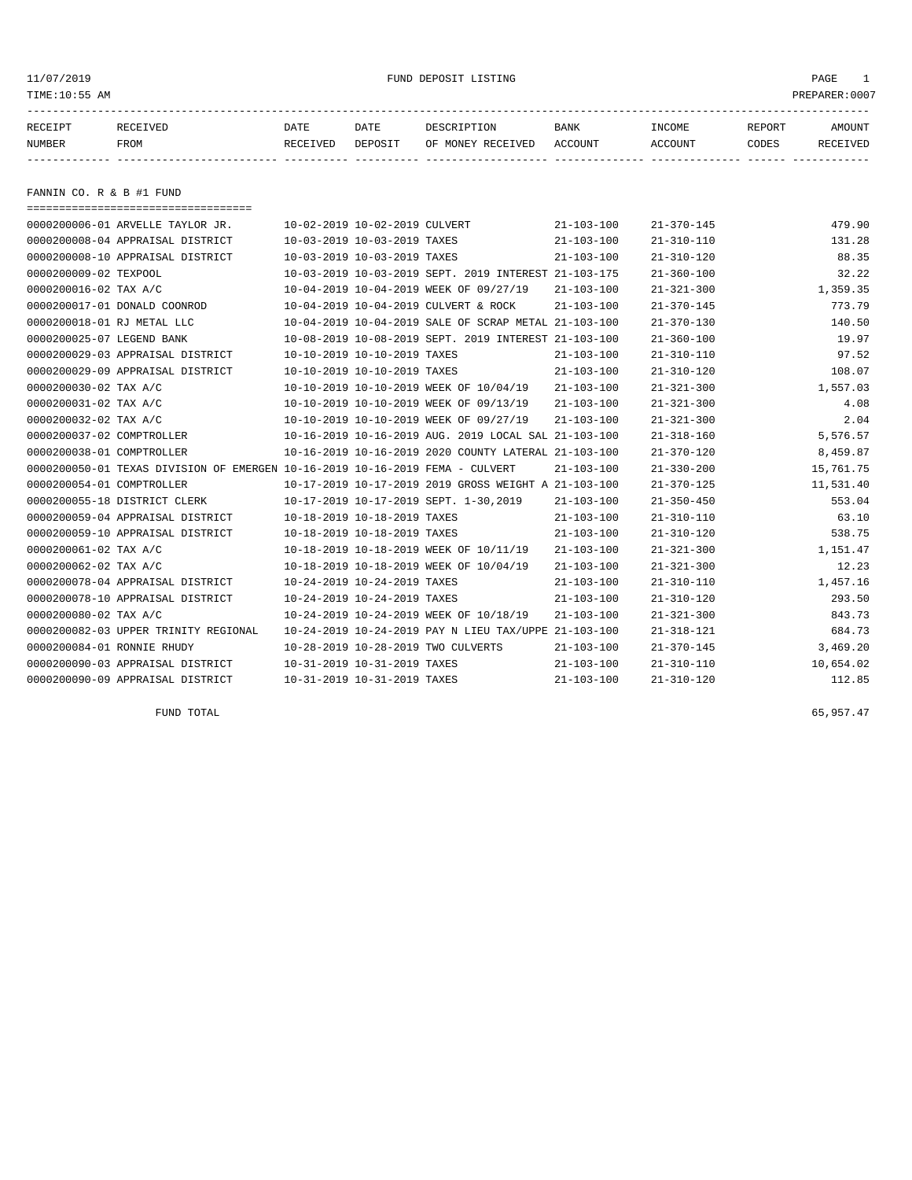11/07/2019 FUND DEPOSIT LISTING
TIME:10:55 AM PREPARER:0007

| RECEIPT NUMBER | RECEIVED FROM | DATE RECEIVED | DATE DEPOSIT | DESCRIPTION OF MONEY RECEIVED | BANK ACCOUNT | INCOME ACCOUNT | REPORT CODES | AMOUNT RECEIVED |
|---|---|---|---|---|---|---|---|---|

## FANNIN CO. R & B #1 FUND

| RECEIPT NUMBER | RECEIVED FROM | DATE RECEIVED | DATE DEPOSIT | DESCRIPTION OF MONEY RECEIVED | BANK ACCOUNT | INCOME ACCOUNT | REPORT CODES | AMOUNT RECEIVED |
|---|---|---|---|---|---|---|---|---|
| 0000200006-01 | ARVELLE TAYLOR JR. | 10-02-2019 | 10-02-2019 | CULVERT | 21-103-100 | 21-370-145 | | 479.90 |
| 0000200008-04 | APPRAISAL DISTRICT | 10-03-2019 | 10-03-2019 | TAXES | 21-103-100 | 21-310-110 | | 131.28 |
| 0000200008-10 | APPRAISAL DISTRICT | 10-03-2019 | 10-03-2019 | TAXES | 21-103-100 | 21-310-120 | | 88.35 |
| 0000200009-02 | TEXPOOL | 10-03-2019 | 10-03-2019 | SEPT. 2019 INTEREST | 21-103-175 | 21-360-100 | | 32.22 |
| 0000200016-02 | TAX A/C | 10-04-2019 | 10-04-2019 | WEEK OF 09/27/19 | 21-103-100 | 21-321-300 | | 1,359.35 |
| 0000200017-01 | DONALD COONROD | 10-04-2019 | 10-04-2019 | CULVERT & ROCK | 21-103-100 | 21-370-145 | | 773.79 |
| 0000200018-01 | RJ METAL LLC | 10-04-2019 | 10-04-2019 | SALE OF SCRAP METAL | 21-103-100 | 21-370-130 | | 140.50 |
| 0000200025-07 | LEGEND BANK | 10-08-2019 | 10-08-2019 | SEPT. 2019 INTEREST | 21-103-100 | 21-360-100 | | 19.97 |
| 0000200029-03 | APPRAISAL DISTRICT | 10-10-2019 | 10-10-2019 | TAXES | 21-103-100 | 21-310-110 | | 97.52 |
| 0000200029-09 | APPRAISAL DISTRICT | 10-10-2019 | 10-10-2019 | TAXES | 21-103-100 | 21-310-120 | | 108.07 |
| 0000200030-02 | TAX A/C | 10-10-2019 | 10-10-2019 | WEEK OF 10/04/19 | 21-103-100 | 21-321-300 | | 1,557.03 |
| 0000200031-02 | TAX A/C | 10-10-2019 | 10-10-2019 | WEEK OF 09/13/19 | 21-103-100 | 21-321-300 | | 4.08 |
| 0000200032-02 | TAX A/C | 10-10-2019 | 10-10-2019 | WEEK OF 09/27/19 | 21-103-100 | 21-321-300 | | 2.04 |
| 0000200037-02 | COMPTROLLER | 10-16-2019 | 10-16-2019 | AUG. 2019 LOCAL SAL | 21-103-100 | 21-318-160 | | 5,576.57 |
| 0000200038-01 | COMPTROLLER | 10-16-2019 | 10-16-2019 | 2020 COUNTY LATERAL | 21-103-100 | 21-370-120 | | 8,459.87 |
| 0000200050-01 | TEXAS DIVISION OF EMERGEN | 10-16-2019 | 10-16-2019 | FEMA - CULVERT | 21-103-100 | 21-330-200 | | 15,761.75 |
| 0000200054-01 | COMPTROLLER | 10-17-2019 | 10-17-2019 | 2019 GROSS WEIGHT A | 21-103-100 | 21-370-125 | | 11,531.40 |
| 0000200055-18 | DISTRICT CLERK | 10-17-2019 | 10-17-2019 | SEPT. 1-30,2019 | 21-103-100 | 21-350-450 | | 553.04 |
| 0000200059-04 | APPRAISAL DISTRICT | 10-18-2019 | 10-18-2019 | TAXES | 21-103-100 | 21-310-110 | | 63.10 |
| 0000200059-10 | APPRAISAL DISTRICT | 10-18-2019 | 10-18-2019 | TAXES | 21-103-100 | 21-310-120 | | 538.75 |
| 0000200061-02 | TAX A/C | 10-18-2019 | 10-18-2019 | WEEK OF 10/11/19 | 21-103-100 | 21-321-300 | | 1,151.47 |
| 0000200062-02 | TAX A/C | 10-18-2019 | 10-18-2019 | WEEK OF 10/04/19 | 21-103-100 | 21-321-300 | | 12.23 |
| 0000200078-04 | APPRAISAL DISTRICT | 10-24-2019 | 10-24-2019 | TAXES | 21-103-100 | 21-310-110 | | 1,457.16 |
| 0000200078-10 | APPRAISAL DISTRICT | 10-24-2019 | 10-24-2019 | TAXES | 21-103-100 | 21-310-120 | | 293.50 |
| 0000200080-02 | TAX A/C | 10-24-2019 | 10-24-2019 | WEEK OF 10/18/19 | 21-103-100 | 21-321-300 | | 843.73 |
| 0000200082-03 | UPPER TRINITY REGIONAL | 10-24-2019 | 10-24-2019 | PAY N LIEU TAX/UPPE | 21-103-100 | 21-318-121 | | 684.73 |
| 0000200084-01 | RONNIE RHUDY | 10-28-2019 | 10-28-2019 | TWO CULVERTS | 21-103-100 | 21-370-145 | | 3,469.20 |
| 0000200090-03 | APPRAISAL DISTRICT | 10-31-2019 | 10-31-2019 | TAXES | 21-103-100 | 21-310-110 | | 10,654.02 |
| 0000200090-09 | APPRAISAL DISTRICT | 10-31-2019 | 10-31-2019 | TAXES | 21-103-100 | 21-310-120 | | 112.85 |
| | FUND TOTAL | | | | | | | 65,957.47 |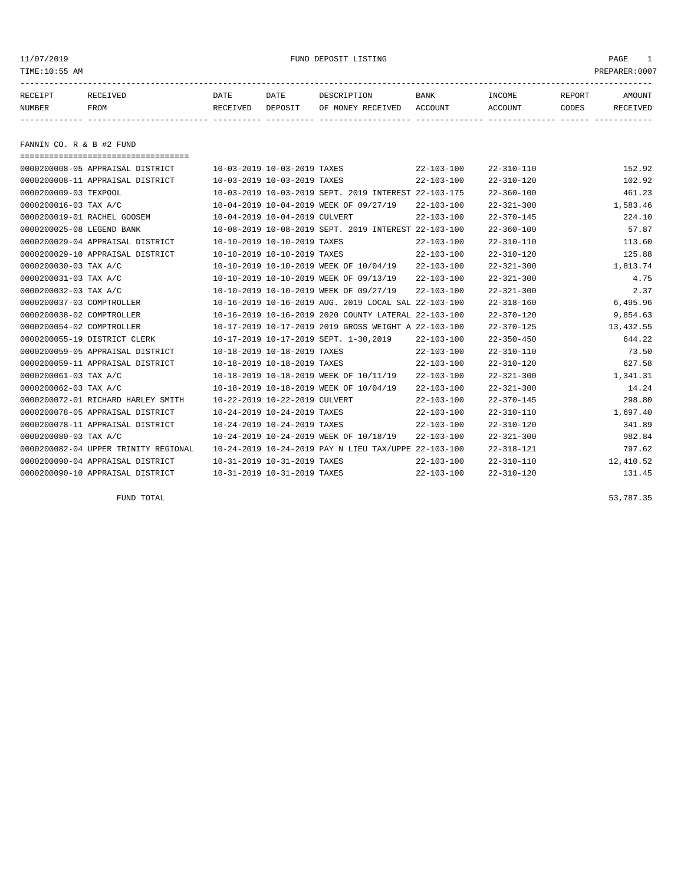11/07/2019 FUND DEPOSIT LISTING

TIME:10:55 AM PREPARER:0007

## FANNIN CO. R & B #2 FUND

| RECEIPT NUMBER | RECEIVED FROM | DATE RECEIVED | DATE DEPOSIT | DESCRIPTION OF MONEY RECEIVED | BANK ACCOUNT | INCOME ACCOUNT | REPORT CODES | AMOUNT RECEIVED |
|---|---|---|---|---|---|---|---|---|
| 0000200008-05 | APPRAISAL DISTRICT | 10-03-2019 | 10-03-2019 | TAXES | 22-103-100 | 22-310-110 | | 152.92 |
| 0000200008-11 | APPRAISAL DISTRICT | 10-03-2019 | 10-03-2019 | TAXES | 22-103-100 | 22-310-120 | | 102.92 |
| 0000200009-03 | TEXPOOL | 10-03-2019 | 10-03-2019 | SEPT. 2019 INTEREST | 22-103-175 | 22-360-100 | | 461.23 |
| 0000200016-03 | TAX A/C | 10-04-2019 | 10-04-2019 | WEEK OF 09/27/19 | 22-103-100 | 22-321-300 | | 1,583.46 |
| 0000200019-01 | RACHEL GOOSEM | 10-04-2019 | 10-04-2019 | CULVERT | 22-103-100 | 22-370-145 | | 224.10 |
| 0000200025-08 | LEGEND BANK | 10-08-2019 | 10-08-2019 | SEPT. 2019 INTEREST | 22-103-100 | 22-360-100 | | 57.87 |
| 0000200029-04 | APPRAISAL DISTRICT | 10-10-2019 | 10-10-2019 | TAXES | 22-103-100 | 22-310-110 | | 113.60 |
| 0000200029-10 | APPRAISAL DISTRICT | 10-10-2019 | 10-10-2019 | TAXES | 22-103-100 | 22-310-120 | | 125.88 |
| 0000200030-03 | TAX A/C | 10-10-2019 | 10-10-2019 | WEEK OF 10/04/19 | 22-103-100 | 22-321-300 | | 1,813.74 |
| 0000200031-03 | TAX A/C | 10-10-2019 | 10-10-2019 | WEEK OF 09/13/19 | 22-103-100 | 22-321-300 | | 4.75 |
| 0000200032-03 | TAX A/C | 10-10-2019 | 10-10-2019 | WEEK OF 09/27/19 | 22-103-100 | 22-321-300 | | 2.37 |
| 0000200037-03 | COMPTROLLER | 10-16-2019 | 10-16-2019 | AUG. 2019 LOCAL SAL | 22-103-100 | 22-318-160 | | 6,495.96 |
| 0000200038-02 | COMPTROLLER | 10-16-2019 | 10-16-2019 | 2020 COUNTY LATERAL | 22-103-100 | 22-370-120 | | 9,854.63 |
| 0000200054-02 | COMPTROLLER | 10-17-2019 | 10-17-2019 | 2019 GROSS WEIGHT A | 22-103-100 | 22-370-125 | | 13,432.55 |
| 0000200055-19 | DISTRICT CLERK | 10-17-2019 | 10-17-2019 | SEPT. 1-30,2019 | 22-103-100 | 22-350-450 | | 644.22 |
| 0000200059-05 | APPRAISAL DISTRICT | 10-18-2019 | 10-18-2019 | TAXES | 22-103-100 | 22-310-110 | | 73.50 |
| 0000200059-11 | APPRAISAL DISTRICT | 10-18-2019 | 10-18-2019 | TAXES | 22-103-100 | 22-310-120 | | 627.58 |
| 0000200061-03 | TAX A/C | 10-18-2019 | 10-18-2019 | WEEK OF 10/11/19 | 22-103-100 | 22-321-300 | | 1,341.31 |
| 0000200062-03 | TAX A/C | 10-18-2019 | 10-18-2019 | WEEK OF 10/04/19 | 22-103-100 | 22-321-300 | | 14.24 |
| 0000200072-01 | RICHARD HARLEY SMITH | 10-22-2019 | 10-22-2019 | CULVERT | 22-103-100 | 22-370-145 | | 298.80 |
| 0000200078-05 | APPRAISAL DISTRICT | 10-24-2019 | 10-24-2019 | TAXES | 22-103-100 | 22-310-110 | | 1,697.40 |
| 0000200078-11 | APPRAISAL DISTRICT | 10-24-2019 | 10-24-2019 | TAXES | 22-103-100 | 22-310-120 | | 341.89 |
| 0000200080-03 | TAX A/C | 10-24-2019 | 10-24-2019 | WEEK OF 10/18/19 | 22-103-100 | 22-321-300 | | 982.84 |
| 0000200082-04 | UPPER TRINITY REGIONAL | 10-24-2019 | 10-24-2019 | PAY N LIEU TAX/UPPE | 22-103-100 | 22-318-121 | | 797.62 |
| 0000200090-04 | APPRAISAL DISTRICT | 10-31-2019 | 10-31-2019 | TAXES | 22-103-100 | 22-310-110 | | 12,410.52 |
| 0000200090-10 | APPRAISAL DISTRICT | 10-31-2019 | 10-31-2019 | TAXES | 22-103-100 | 22-310-120 | | 131.45 |
| | FUND TOTAL | | | | | | | 53,787.35 |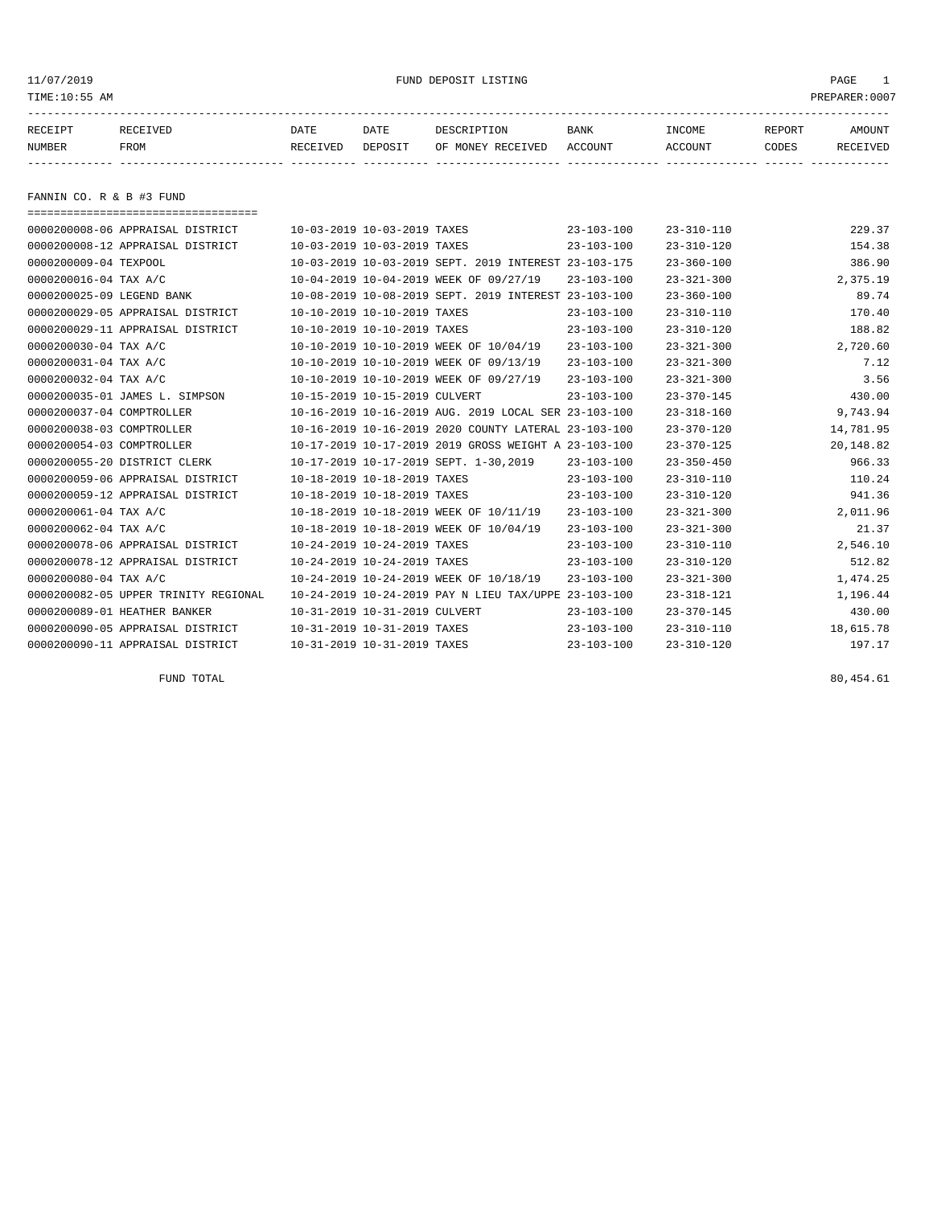11/07/2019 FUND DEPOSIT LISTING PAGE 1

TIME:10:55 AM PREPARER:0007

## FANNIN CO. R & B #3 FUND

| RECEIPT NUMBER | RECEIVED FROM | DATE RECEIVED | DATE DEPOSIT | DESCRIPTION OF MONEY RECEIVED | BANK ACCOUNT | INCOME ACCOUNT | REPORT CODES | AMOUNT RECEIVED |
|---|---|---|---|---|---|---|---|---|
| 0000200008-06 | APPRAISAL DISTRICT | 10-03-2019 | 10-03-2019 | TAXES | 23-103-100 | 23-310-110 | | 229.37 |
| 0000200008-12 | APPRAISAL DISTRICT | 10-03-2019 | 10-03-2019 | TAXES | 23-103-100 | 23-310-120 | | 154.38 |
| 0000200009-04 | TEXPOOL | 10-03-2019 | 10-03-2019 | SEPT. 2019 INTEREST | 23-103-175 | 23-360-100 | | 386.90 |
| 0000200016-04 | TAX A/C | 10-04-2019 | 10-04-2019 | WEEK OF 09/27/19 | 23-103-100 | 23-321-300 | | 2,375.19 |
| 0000200025-09 | LEGEND BANK | 10-08-2019 | 10-08-2019 | SEPT. 2019 INTEREST | 23-103-100 | 23-360-100 | | 89.74 |
| 0000200029-05 | APPRAISAL DISTRICT | 10-10-2019 | 10-10-2019 | TAXES | 23-103-100 | 23-310-110 | | 170.40 |
| 0000200029-11 | APPRAISAL DISTRICT | 10-10-2019 | 10-10-2019 | TAXES | 23-103-100 | 23-310-120 | | 188.82 |
| 0000200030-04 | TAX A/C | 10-10-2019 | 10-10-2019 | WEEK OF 10/04/19 | 23-103-100 | 23-321-300 | | 2,720.60 |
| 0000200031-04 | TAX A/C | 10-10-2019 | 10-10-2019 | WEEK OF 09/13/19 | 23-103-100 | 23-321-300 | | 7.12 |
| 0000200032-04 | TAX A/C | 10-10-2019 | 10-10-2019 | WEEK OF 09/27/19 | 23-103-100 | 23-321-300 | | 3.56 |
| 0000200035-01 | JAMES L. SIMPSON | 10-15-2019 | 10-15-2019 | CULVERT | 23-103-100 | 23-370-145 | | 430.00 |
| 0000200037-04 | COMPTROLLER | 10-16-2019 | 10-16-2019 | AUG. 2019 LOCAL SER | 23-103-100 | 23-318-160 | | 9,743.94 |
| 0000200038-03 | COMPTROLLER | 10-16-2019 | 10-16-2019 | 2020 COUNTY LATERAL | 23-103-100 | 23-370-120 | | 14,781.95 |
| 0000200054-03 | COMPTROLLER | 10-17-2019 | 10-17-2019 | 2019 GROSS WEIGHT A | 23-103-100 | 23-370-125 | | 20,148.82 |
| 0000200055-20 | DISTRICT CLERK | 10-17-2019 | 10-17-2019 | SEPT. 1-30,2019 | 23-103-100 | 23-350-450 | | 966.33 |
| 0000200059-06 | APPRAISAL DISTRICT | 10-18-2019 | 10-18-2019 | TAXES | 23-103-100 | 23-310-110 | | 110.24 |
| 0000200059-12 | APPRAISAL DISTRICT | 10-18-2019 | 10-18-2019 | TAXES | 23-103-100 | 23-310-120 | | 941.36 |
| 0000200061-04 | TAX A/C | 10-18-2019 | 10-18-2019 | WEEK OF 10/11/19 | 23-103-100 | 23-321-300 | | 2,011.96 |
| 0000200062-04 | TAX A/C | 10-18-2019 | 10-18-2019 | WEEK OF 10/04/19 | 23-103-100 | 23-321-300 | | 21.37 |
| 0000200078-06 | APPRAISAL DISTRICT | 10-24-2019 | 10-24-2019 | TAXES | 23-103-100 | 23-310-110 | | 2,546.10 |
| 0000200078-12 | APPRAISAL DISTRICT | 10-24-2019 | 10-24-2019 | TAXES | 23-103-100 | 23-310-120 | | 512.82 |
| 0000200080-04 | TAX A/C | 10-24-2019 | 10-24-2019 | WEEK OF 10/18/19 | 23-103-100 | 23-321-300 | | 1,474.25 |
| 0000200082-05 | UPPER TRINITY REGIONAL | 10-24-2019 | 10-24-2019 | PAY N LIEU TAX/UPPE | 23-103-100 | 23-318-121 | | 1,196.44 |
| 0000200089-01 | HEATHER BANKER | 10-31-2019 | 10-31-2019 | CULVERT | 23-103-100 | 23-370-145 | | 430.00 |
| 0000200090-05 | APPRAISAL DISTRICT | 10-31-2019 | 10-31-2019 | TAXES | 23-103-100 | 23-310-110 | | 18,615.78 |
| 0000200090-11 | APPRAISAL DISTRICT | 10-31-2019 | 10-31-2019 | TAXES | 23-103-100 | 23-310-120 | | 197.17 |
| | FUND TOTAL | | | | | | | 80,454.61 |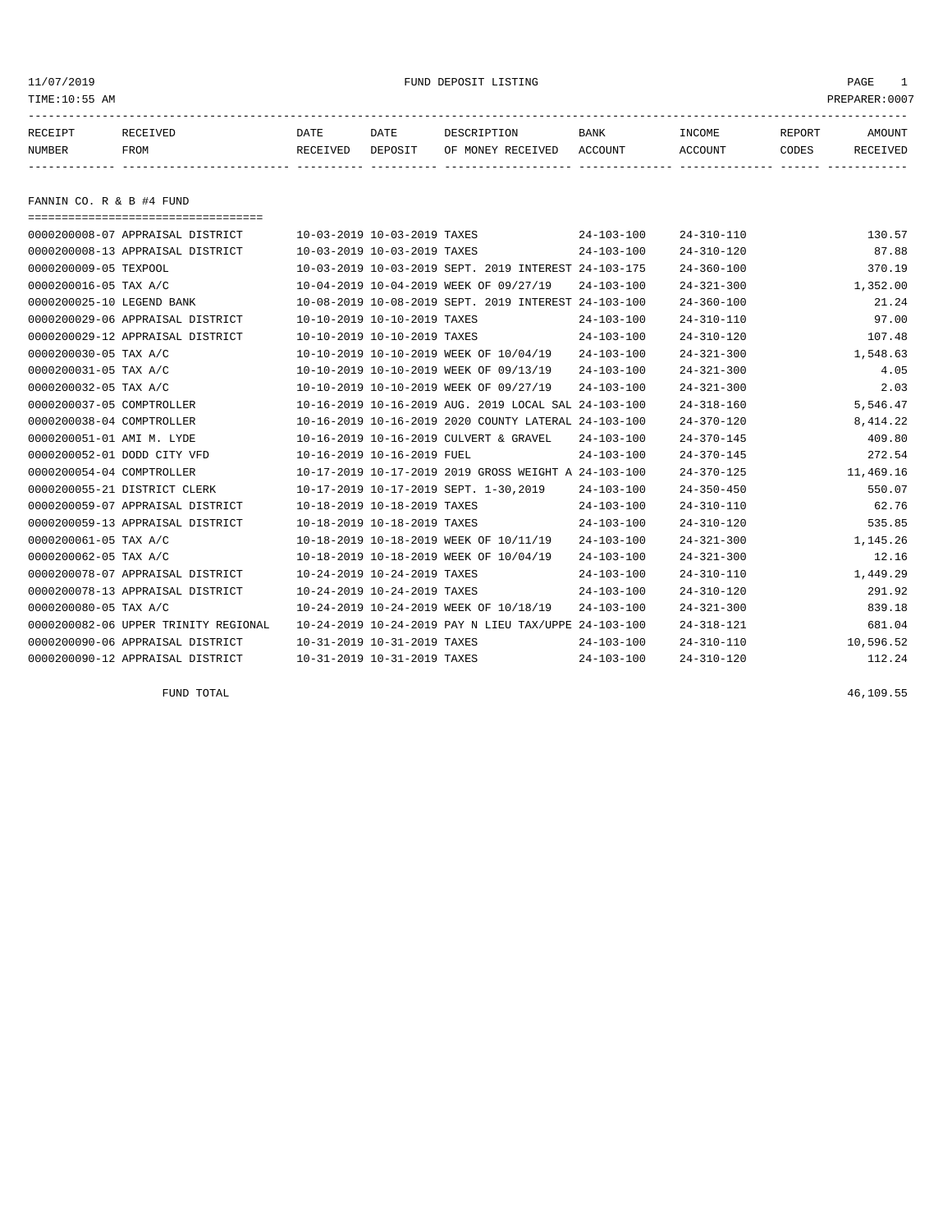11/07/2019 FUND DEPOSIT LISTING
TIME:10:55 AM PREPARER:0007

| RECEIPT NUMBER | RECEIVED FROM | DATE RECEIVED | DATE DEPOSIT | DESCRIPTION OF MONEY RECEIVED | BANK ACCOUNT | INCOME ACCOUNT | REPORT CODES | AMOUNT RECEIVED |
|---|---|---|---|---|---|---|---|---|

## FANNIN CO. R & B #4 FUND

| RECEIPT NUMBER | RECEIVED FROM | DATE RECEIVED | DATE DEPOSIT | DESCRIPTION OF MONEY RECEIVED | BANK ACCOUNT | INCOME ACCOUNT | REPORT CODES | AMOUNT RECEIVED |
|---|---|---|---|---|---|---|---|---|
| 0000200008-07 | APPRAISAL DISTRICT | 10-03-2019 | 10-03-2019 | TAXES | 24-103-100 | 24-310-110 | | 130.57 |
| 0000200008-13 | APPRAISAL DISTRICT | 10-03-2019 | 10-03-2019 | TAXES | 24-103-100 | 24-310-120 | | 87.88 |
| 0000200009-05 | TEXPOOL | 10-03-2019 | 10-03-2019 | SEPT. 2019 INTEREST | 24-103-175 | 24-360-100 | | 370.19 |
| 0000200016-05 | TAX A/C | 10-04-2019 | 10-04-2019 | WEEK OF 09/27/19 | 24-103-100 | 24-321-300 | | 1,352.00 |
| 0000200025-10 | LEGEND BANK | 10-08-2019 | 10-08-2019 | SEPT. 2019 INTEREST | 24-103-100 | 24-360-100 | | 21.24 |
| 0000200029-06 | APPRAISAL DISTRICT | 10-10-2019 | 10-10-2019 | TAXES | 24-103-100 | 24-310-110 | | 97.00 |
| 0000200029-12 | APPRAISAL DISTRICT | 10-10-2019 | 10-10-2019 | TAXES | 24-103-100 | 24-310-120 | | 107.48 |
| 0000200030-05 | TAX A/C | 10-10-2019 | 10-10-2019 | WEEK OF 10/04/19 | 24-103-100 | 24-321-300 | | 1,548.63 |
| 0000200031-05 | TAX A/C | 10-10-2019 | 10-10-2019 | WEEK OF 09/13/19 | 24-103-100 | 24-321-300 | | 4.05 |
| 0000200032-05 | TAX A/C | 10-10-2019 | 10-10-2019 | WEEK OF 09/27/19 | 24-103-100 | 24-321-300 | | 2.03 |
| 0000200037-05 | COMPTROLLER | 10-16-2019 | 10-16-2019 | AUG. 2019 LOCAL SAL | 24-103-100 | 24-318-160 | | 5,546.47 |
| 0000200038-04 | COMPTROLLER | 10-16-2019 | 10-16-2019 | 2020 COUNTY LATERAL | 24-103-100 | 24-370-120 | | 8,414.22 |
| 0000200051-01 | AMI M. LYDE | 10-16-2019 | 10-16-2019 | CULVERT & GRAVEL | 24-103-100 | 24-370-145 | | 409.80 |
| 0000200052-01 | DODD CITY VFD | 10-16-2019 | 10-16-2019 | FUEL | 24-103-100 | 24-370-145 | | 272.54 |
| 0000200054-04 | COMPTROLLER | 10-17-2019 | 10-17-2019 | 2019 GROSS WEIGHT A | 24-103-100 | 24-370-125 | | 11,469.16 |
| 0000200055-21 | DISTRICT CLERK | 10-17-2019 | 10-17-2019 | SEPT. 1-30,2019 | 24-103-100 | 24-350-450 | | 550.07 |
| 0000200059-07 | APPRAISAL DISTRICT | 10-18-2019 | 10-18-2019 | TAXES | 24-103-100 | 24-310-110 | | 62.76 |
| 0000200059-13 | APPRAISAL DISTRICT | 10-18-2019 | 10-18-2019 | TAXES | 24-103-100 | 24-310-120 | | 535.85 |
| 0000200061-05 | TAX A/C | 10-18-2019 | 10-18-2019 | WEEK OF 10/11/19 | 24-103-100 | 24-321-300 | | 1,145.26 |
| 0000200062-05 | TAX A/C | 10-18-2019 | 10-18-2019 | WEEK OF 10/04/19 | 24-103-100 | 24-321-300 | | 12.16 |
| 0000200078-07 | APPRAISAL DISTRICT | 10-24-2019 | 10-24-2019 | TAXES | 24-103-100 | 24-310-110 | | 1,449.29 |
| 0000200078-13 | APPRAISAL DISTRICT | 10-24-2019 | 10-24-2019 | TAXES | 24-103-100 | 24-310-120 | | 291.92 |
| 0000200080-05 | TAX A/C | 10-24-2019 | 10-24-2019 | WEEK OF 10/18/19 | 24-103-100 | 24-321-300 | | 839.18 |
| 0000200082-06 | UPPER TRINITY REGIONAL | 10-24-2019 | 10-24-2019 | PAY N LIEU TAX/UPPE | 24-103-100 | 24-318-121 | | 681.04 |
| 0000200090-06 | APPRAISAL DISTRICT | 10-31-2019 | 10-31-2019 | TAXES | 24-103-100 | 24-310-110 | | 10,596.52 |
| 0000200090-12 | APPRAISAL DISTRICT | 10-31-2019 | 10-31-2019 | TAXES | 24-103-100 | 24-310-120 | | 112.24 |
| | FUND TOTAL | | | | | | | 46,109.55 |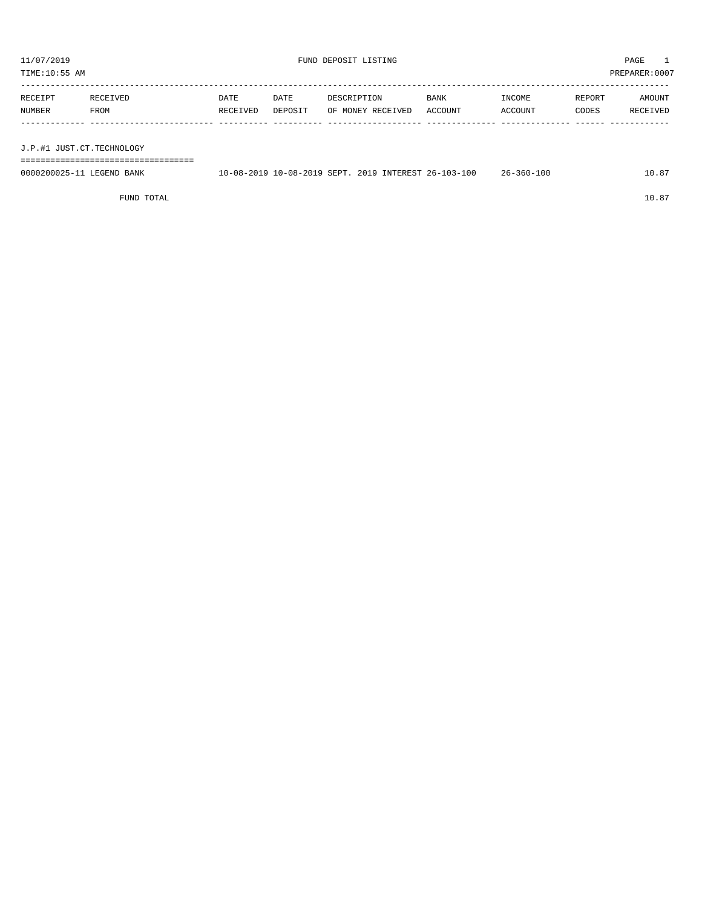11/07/2019 FUND DEPOSIT LISTING PAGE 1
TIME:10:55 AM PREPARER:0007

| RECEIPT NUMBER | RECEIVED FROM | DATE RECEIVED | DATE DEPOSIT | DESCRIPTION OF MONEY RECEIVED | BANK ACCOUNT | INCOME ACCOUNT | REPORT CODES | AMOUNT RECEIVED |
|---|---|---|---|---|---|---|---|---|
| **J.P.#1 JUST.CT.TECHNOLOGY** | | | | | | | | |
| 0000200025-11 | LEGEND BANK | 10-08-2019 | 10-08-2019 | SEPT. 2019 INTEREST | 26-103-100 | 26-360-100 | | 10.87 |
| | FUND TOTAL | | | | | | | 10.87 |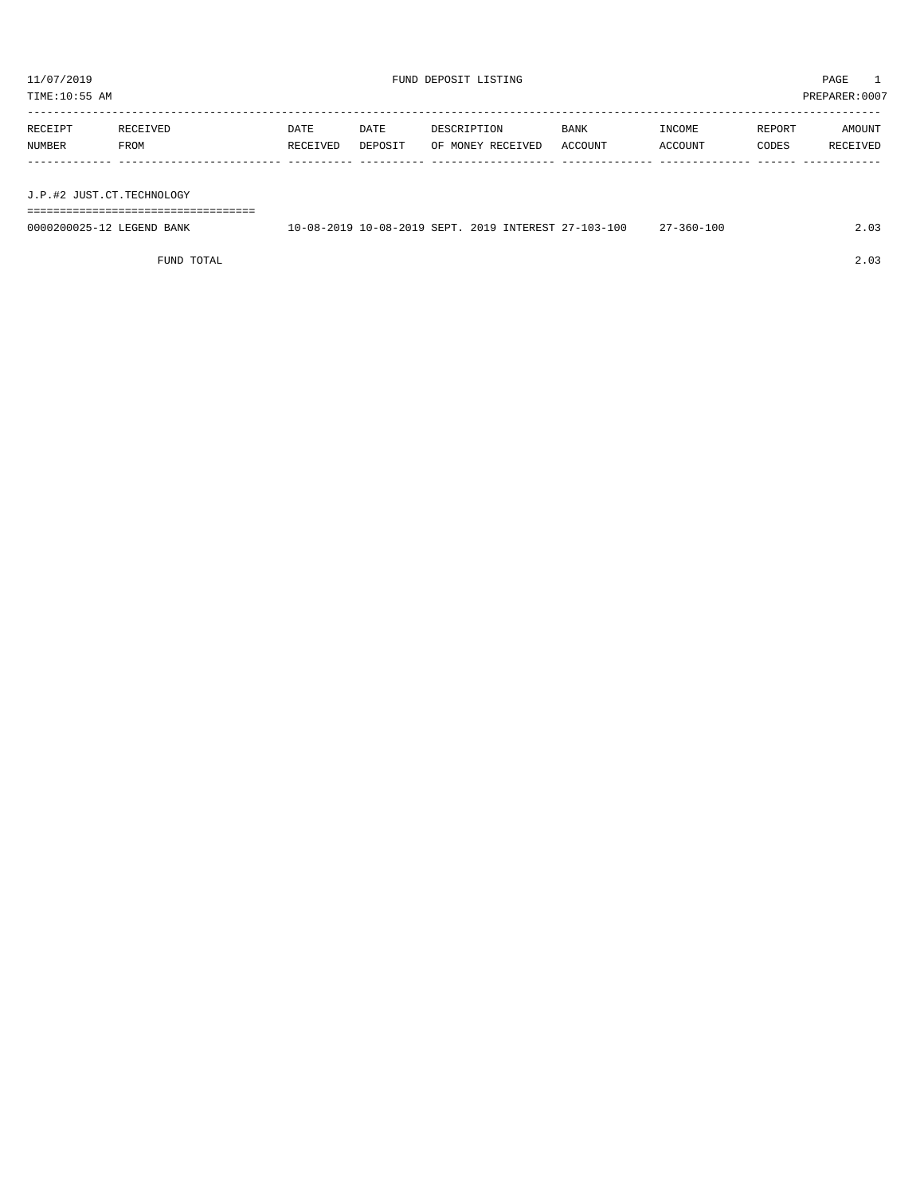11/07/2019 FUND DEPOSIT LISTING

TIME:10:55 AM PREPARER:0007

| RECEIPT NUMBER | RECEIVED FROM | DATE RECEIVED | DATE DEPOSIT | DESCRIPTION OF MONEY RECEIVED | BANK ACCOUNT | INCOME ACCOUNT | REPORT CODES | AMOUNT RECEIVED |
|---|---|---|---|---|---|---|---|---|
| **J.P.#2 JUST.CT.TECHNOLOGY** | | | | | | | | |
| 0000200025-12 | LEGEND BANK | 10-08-2019 | 10-08-2019 | SEPT. 2019 INTEREST | 27-103-100 | 27-360-100 | | 2.03 |
| | FUND TOTAL | | | | | | | 2.03 |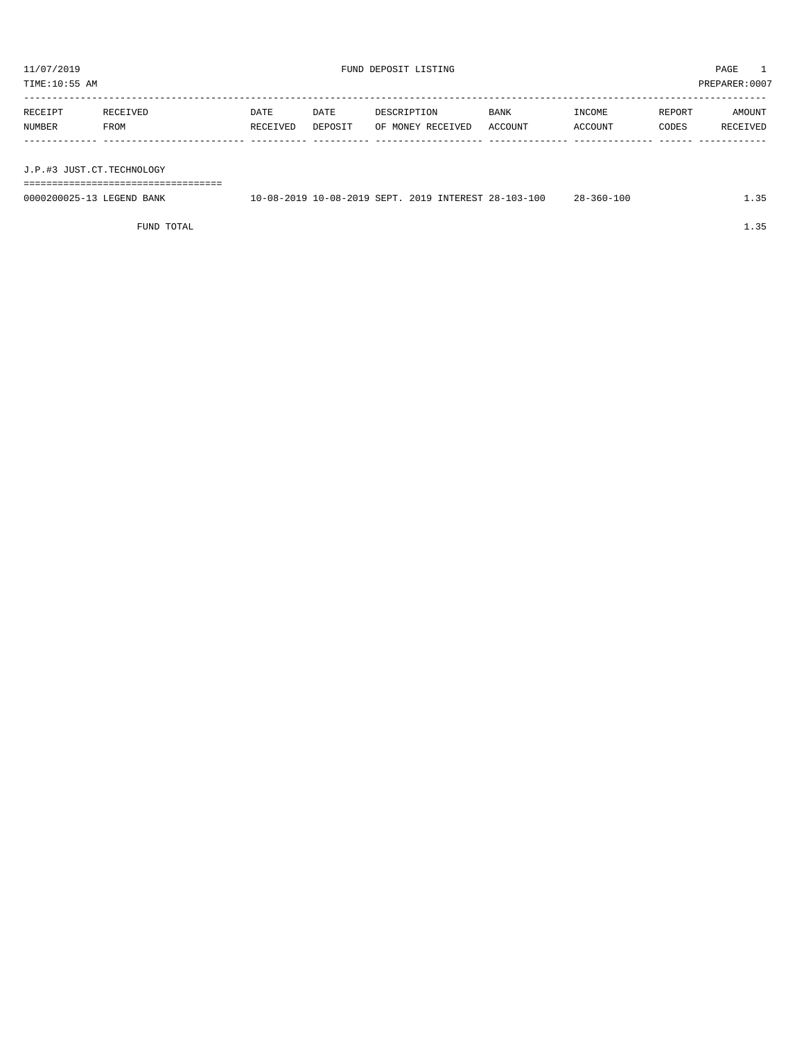11/07/2019 FUND DEPOSIT LISTING

TIME:10:55 AM PREPARER:0007

| RECEIPT NUMBER | RECEIVED FROM | DATE RECEIVED | DATE DEPOSIT | DESCRIPTION OF MONEY RECEIVED | BANK ACCOUNT | INCOME ACCOUNT | REPORT CODES | AMOUNT RECEIVED |
|---|---|---|---|---|---|---|---|---|
| **J.P.#3 JUST.CT.TECHNOLOGY** | | | | | | | | |
| 0000200025-13 | LEGEND BANK | 10-08-2019 | 10-08-2019 | SEPT. 2019 INTEREST | 28-103-100 | 28-360-100 | | 1.35 |
| | FUND TOTAL | | | | | | | 1.35 |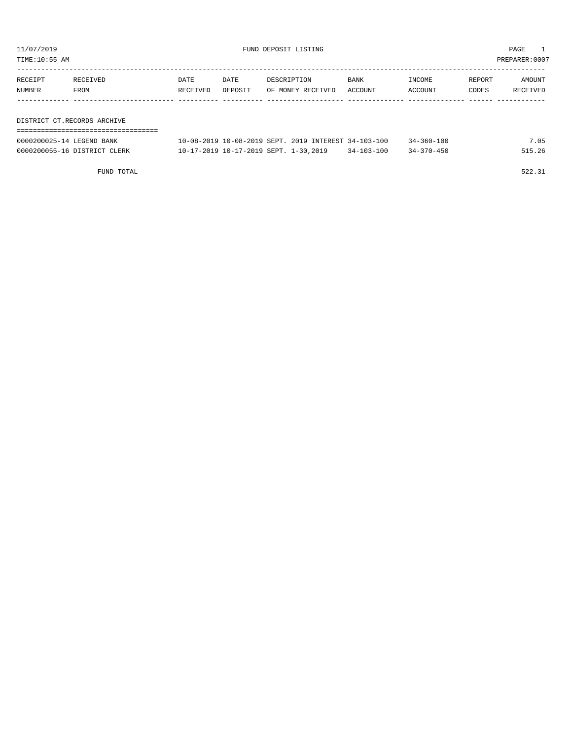11/07/2019 FUND DEPOSIT LISTING

TIME:10:55 AM PREPARER:0007

| RECEIPT NUMBER | RECEIVED FROM | DATE RECEIVED | DATE DEPOSIT | DESCRIPTION OF MONEY RECEIVED | BANK ACCOUNT | INCOME ACCOUNT | REPORT CODES | AMOUNT RECEIVED |
|---|---|---|---|---|---|---|---|---|
| **DISTRICT CT.RECORDS ARCHIVE** | | | | | | | | |
| 0000200025-14 | LEGEND BANK | 10-08-2019 | 10-08-2019 | SEPT. 2019 INTEREST | 34-103-100 | 34-360-100 | | 7.05 |
| 0000200055-16 | DISTRICT CLERK | 10-17-2019 | 10-17-2019 | SEPT. 1-30,2019 | 34-103-100 | 34-370-450 | | 515.26 |
| | FUND TOTAL | | | | | | | 522.31 |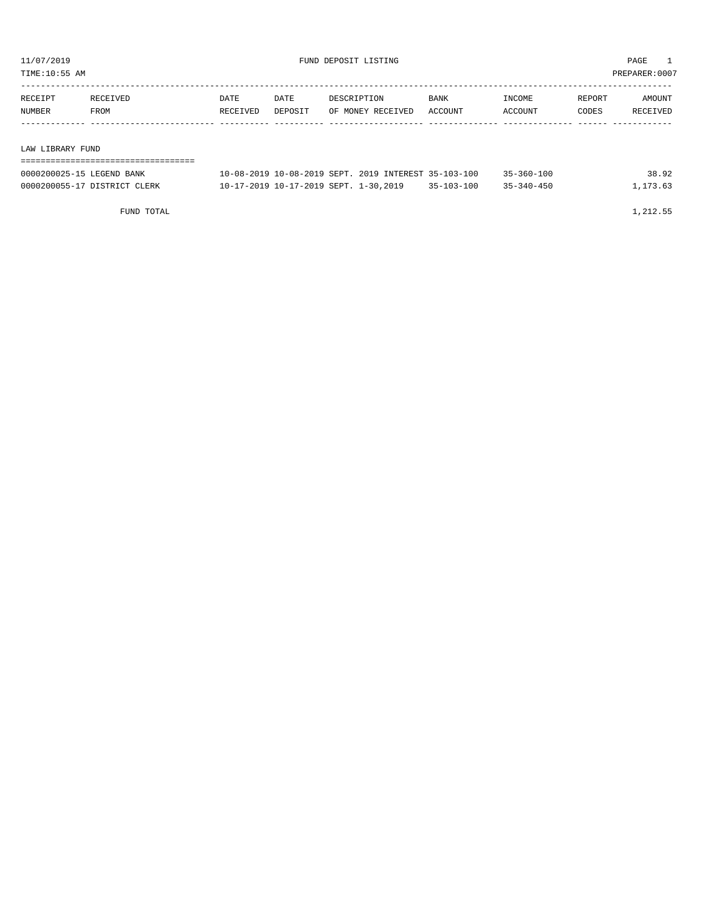11/07/2019 FUND DEPOSIT LISTING

TIME:10:55 AM PREPARER:0007

| RECEIPT NUMBER | RECEIVED FROM | DATE RECEIVED | DATE DEPOSIT | DESCRIPTION OF MONEY RECEIVED | BANK ACCOUNT | INCOME ACCOUNT | REPORT CODES | AMOUNT RECEIVED |
|---|---|---|---|---|---|---|---|---|
| **LAW LIBRARY FUND** | | | | | | | | |
| 0000200025-15 | LEGEND BANK | 10-08-2019 | 10-08-2019 | SEPT. 2019 INTEREST | 35-103-100 | 35-360-100 | | 38.92 |
| 0000200055-17 | DISTRICT CLERK | 10-17-2019 | 10-17-2019 | SEPT. 1-30,2019 | 35-103-100 | 35-340-450 | | 1,173.63 |
| | FUND TOTAL | | | | | | | 1,212.55 |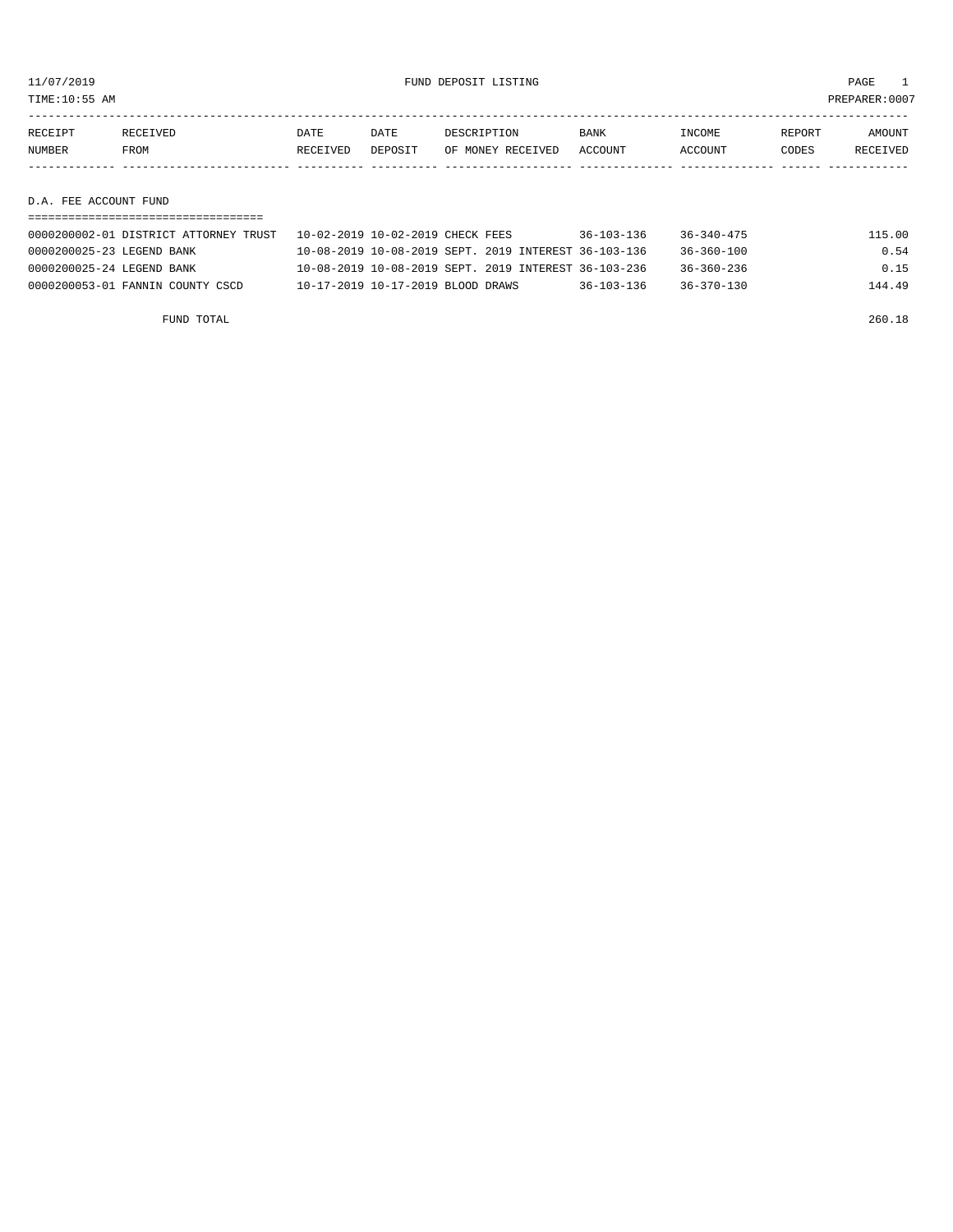FUND DEPOSIT LISTING

TIME:10:55 AM PREPARER:0007

| RECEIPT NUMBER | RECEIVED FROM | DATE RECEIVED | DATE DEPOSIT | DESCRIPTION OF MONEY RECEIVED | BANK ACCOUNT | INCOME ACCOUNT | REPORT CODES | AMOUNT RECEIVED |
|---|---|---|---|---|---|---|---|---|
| **D.A. FEE ACCOUNT FUND** | | | | | | | | |
| 0000200002-01 | DISTRICT ATTORNEY TRUST | 10-02-2019 | 10-02-2019 | CHECK FEES | 36-103-136 | 36-340-475 | | 115.00 |
| 0000200025-23 | LEGEND BANK | 10-08-2019 | 10-08-2019 | SEPT. 2019 INTEREST | 36-103-136 | 36-360-100 | | 0.54 |
| 0000200025-24 | LEGEND BANK | 10-08-2019 | 10-08-2019 | SEPT. 2019 INTEREST | 36-103-236 | 36-360-236 | | 0.15 |
| 0000200053-01 | FANNIN COUNTY CSCD | 10-17-2019 | 10-17-2019 | BLOOD DRAWS | 36-103-136 | 36-370-130 | | 144.49 |
| | FUND TOTAL | | | | | | | 260.18 |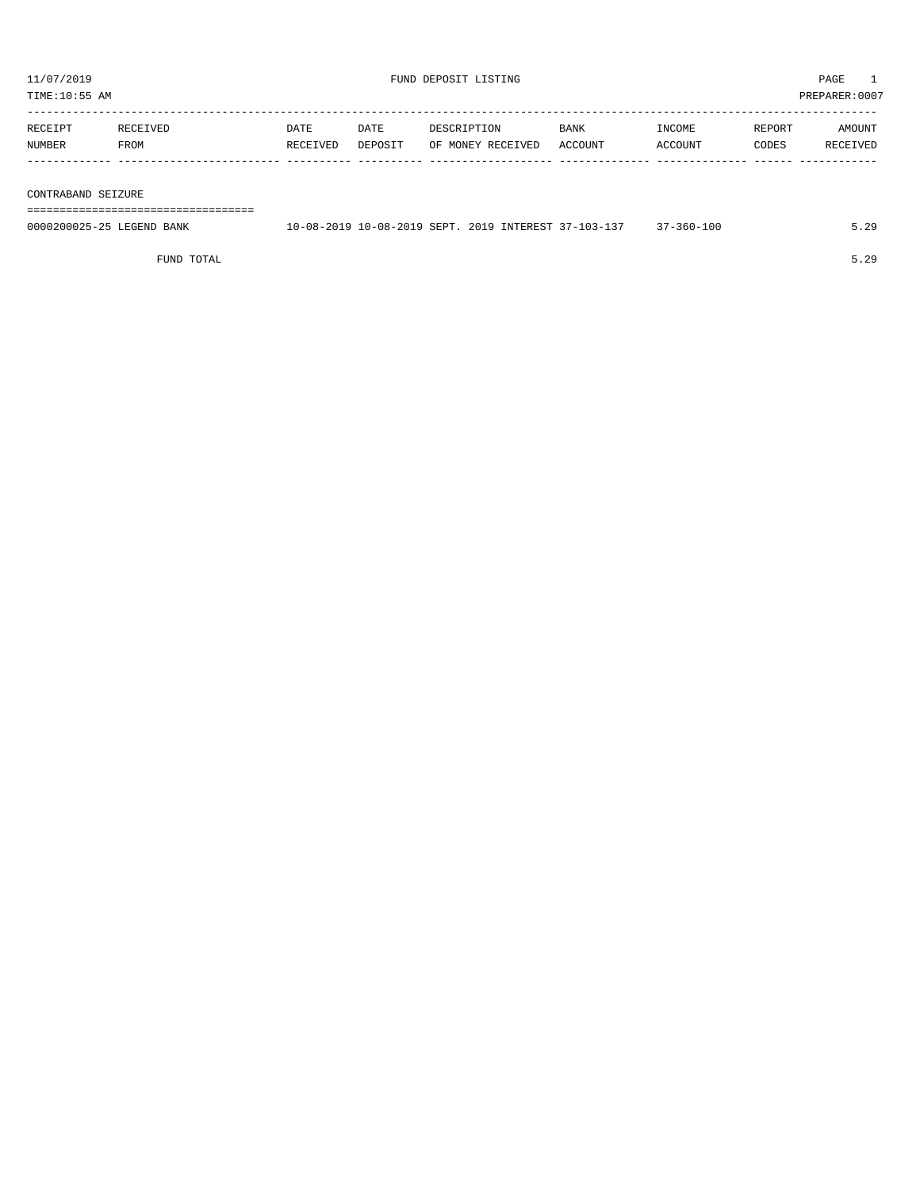11/07/2019 FUND DEPOSIT LISTING

TIME:10:55 AM PREPARER:0007

| RECEIPT NUMBER | RECEIVED FROM | DATE RECEIVED | DATE DEPOSIT | DESCRIPTION OF MONEY RECEIVED | BANK ACCOUNT | INCOME ACCOUNT | REPORT CODES | AMOUNT RECEIVED |
|---|---|---|---|---|---|---|---|---|
| **CONTRABAND SEIZURE** | | | | | | | | |
| 0000200025-25 | LEGEND BANK | 10-08-2019 | 10-08-2019 | SEPT. 2019 INTEREST | 37-103-137 | 37-360-100 | | 5.29 |
| | FUND TOTAL | | | | | | | 5.29 |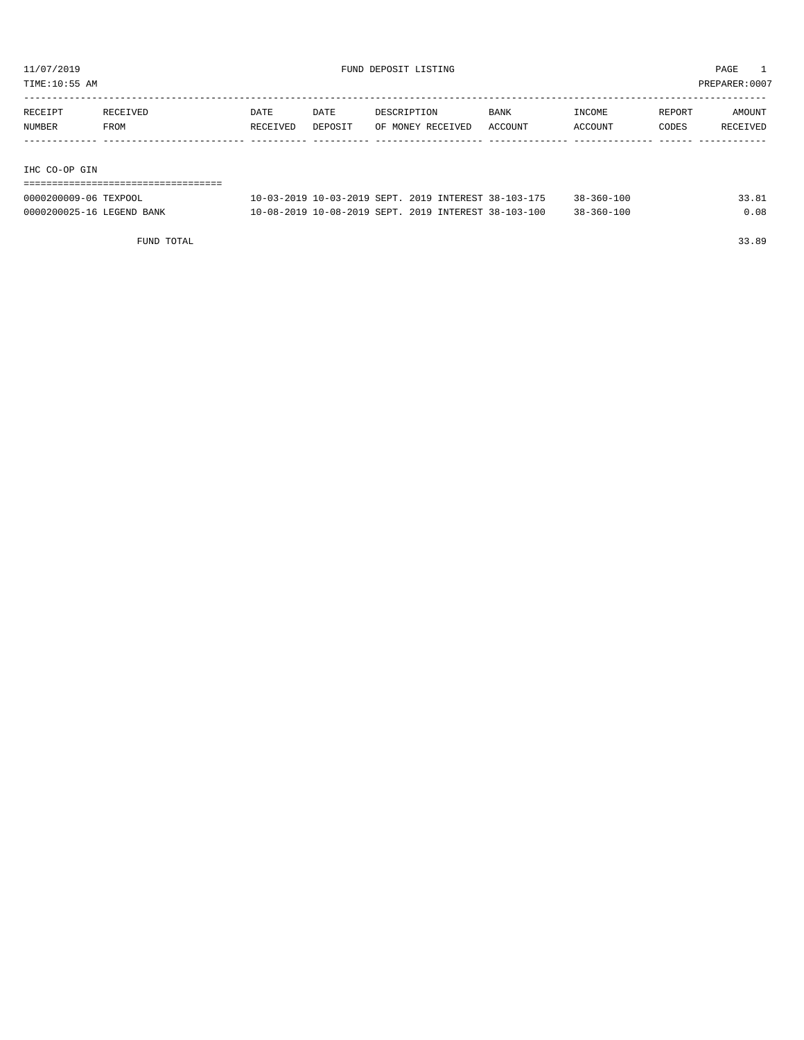11/07/2019 FUND DEPOSIT LISTING

TIME:10:55 AM PREPARER:0007

| RECEIPT NUMBER | RECEIVED FROM | DATE RECEIVED | DATE DEPOSIT | DESCRIPTION OF MONEY RECEIVED | BANK ACCOUNT | INCOME ACCOUNT | REPORT CODES | AMOUNT RECEIVED |
|---|---|---|---|---|---|---|---|---|

## IHC CO-OP GIN

| RECEIPT NUMBER | RECEIVED FROM | DATE RECEIVED | DATE DEPOSIT | DESCRIPTION OF MONEY RECEIVED | BANK ACCOUNT | INCOME ACCOUNT | REPORT CODES | AMOUNT RECEIVED |
|---|---|---|---|---|---|---|---|---|
| 0000200009-06 | TEXPOOL | 10-03-2019 | 10-03-2019 | SEPT. 2019 INTEREST | 38-103-175 | 38-360-100 | | 33.81 |
| 0000200025-16 | LEGEND BANK | 10-08-2019 | 10-08-2019 | SEPT. 2019 INTEREST | 38-103-100 | 38-360-100 | | 0.08 |
| | FUND TOTAL | | | | | | | 33.89 |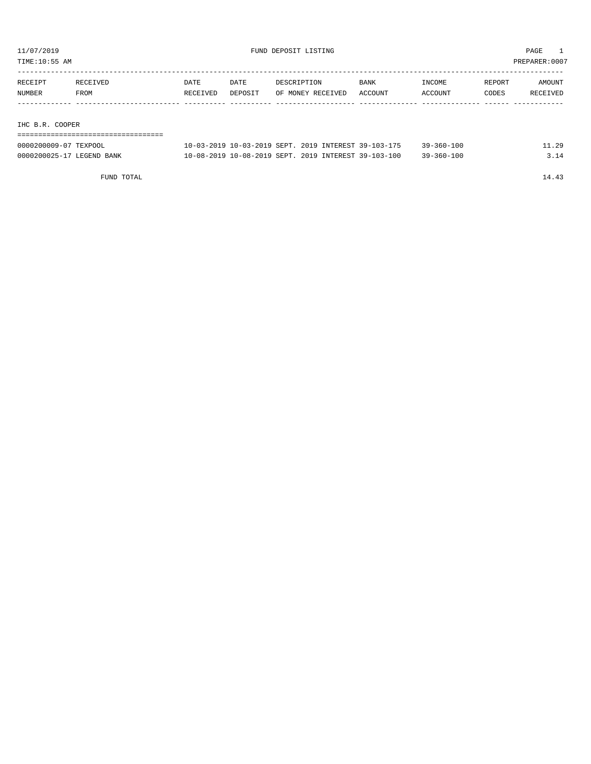11/07/2019 FUND DEPOSIT LISTING PAGE 1

TIME:10:55 AM PREPARER:0007

| RECEIPT NUMBER | RECEIVED FROM | DATE RECEIVED | DATE DEPOSIT | DESCRIPTION OF MONEY RECEIVED | BANK ACCOUNT | INCOME ACCOUNT | REPORT CODES | AMOUNT RECEIVED |
|---|---|---|---|---|---|---|---|---|
| **IHC B.R. COOPER** | | | | | | | | |
| 0000200009-07 | TEXPOOL | 10-03-2019 | 10-03-2019 | SEPT. 2019 INTEREST | 39-103-175 | 39-360-100 | | 11.29 |
| 0000200025-17 | LEGEND BANK | 10-08-2019 | 10-08-2019 | SEPT. 2019 INTEREST | 39-103-100 | 39-360-100 | | 3.14 |
| | FUND TOTAL | | | | | | | 14.43 |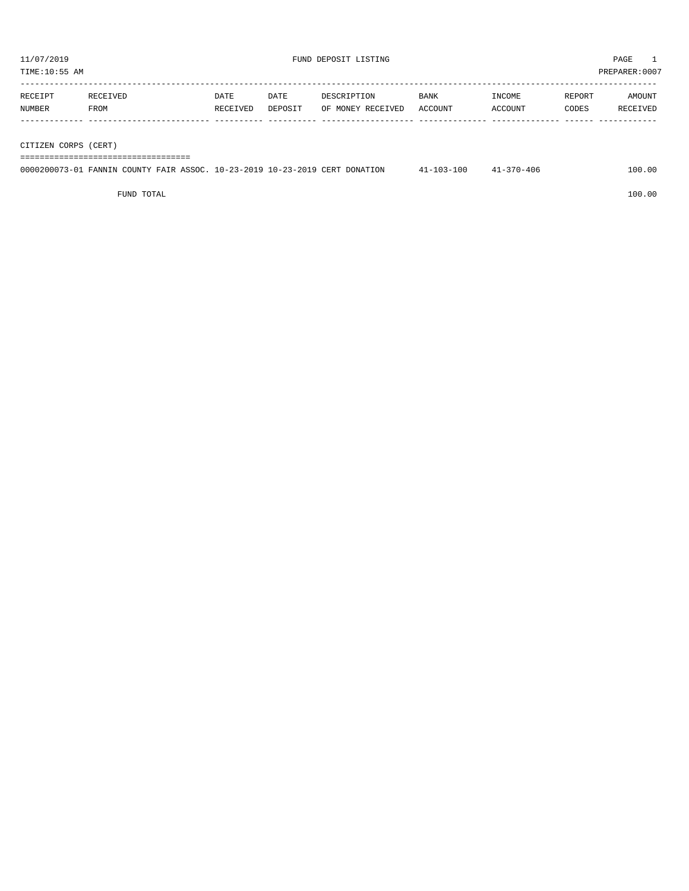11/07/2019 FUND DEPOSIT LISTING PAGE 1
TIME:10:55 AM PREPARER:0007

| RECEIPT NUMBER | RECEIVED FROM | DATE RECEIVED | DATE DEPOSIT | DESCRIPTION OF MONEY RECEIVED | BANK ACCOUNT | INCOME ACCOUNT | REPORT CODES | AMOUNT RECEIVED |
|---|---|---|---|---|---|---|---|---|
| **CITIZEN CORPS (CERT)** | | | | | | | | |
| 0000200073-01 | FANNIN COUNTY FAIR ASSOC. | 10-23-2019 | 10-23-2019 | CERT DONATION | 41-103-100 | 41-370-406 | | 100.00 |
| | FUND TOTAL | | | | | | | 100.00 |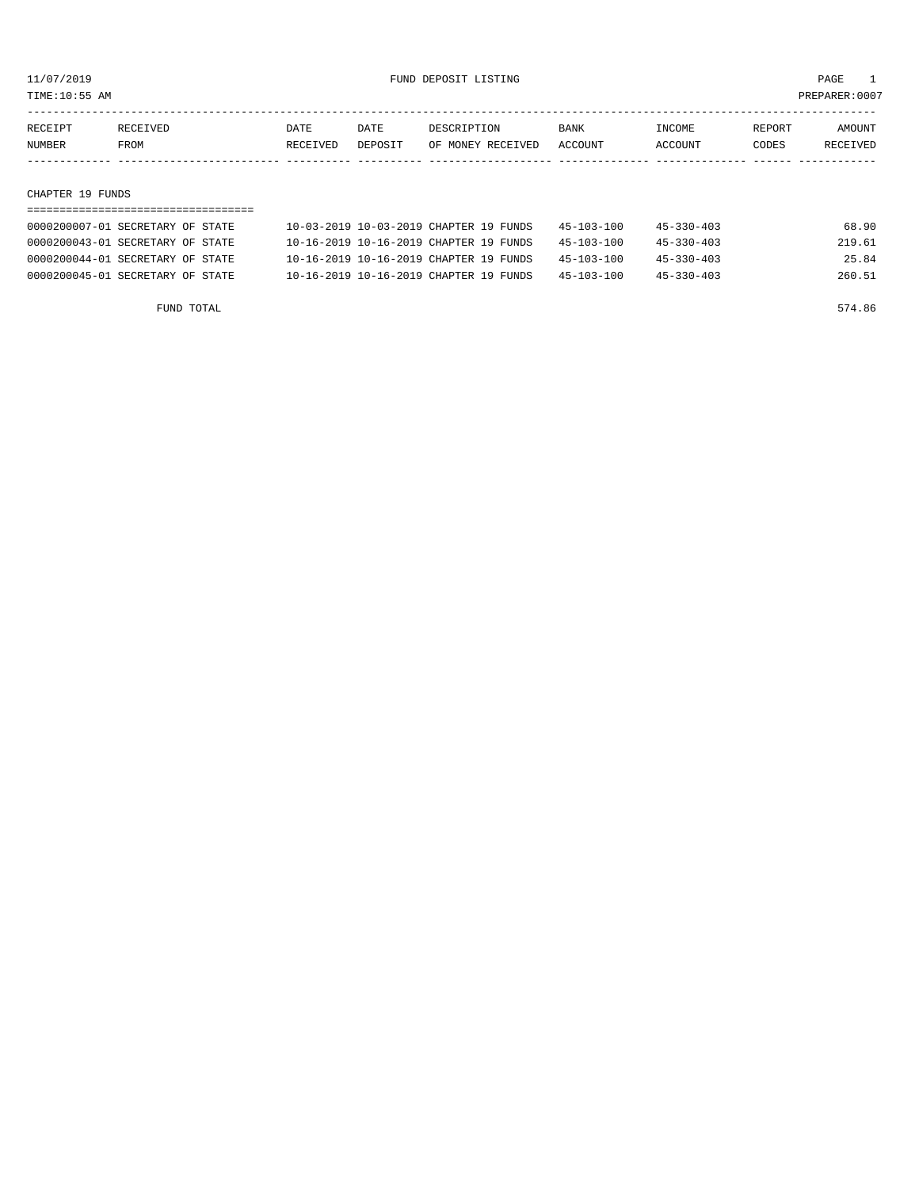11/07/2019 FUND DEPOSIT LISTING

TIME:10:55 AM PREPARER:0007

| RECEIPT NUMBER | RECEIVED FROM | DATE RECEIVED | DATE DEPOSIT | DESCRIPTION OF MONEY RECEIVED | BANK ACCOUNT | INCOME ACCOUNT | REPORT CODES | AMOUNT RECEIVED |
|---|---|---|---|---|---|---|---|---|

## CHAPTER 19 FUNDS

| RECEIPT NUMBER | RECEIVED FROM | DATE RECEIVED | DATE DEPOSIT | DESCRIPTION OF MONEY RECEIVED | BANK ACCOUNT | INCOME ACCOUNT | REPORT CODES | AMOUNT RECEIVED |
|---|---|---|---|---|---|---|---|---|
| 0000200007-01 | SECRETARY OF STATE | 10-03-2019 | 10-03-2019 | CHAPTER 19 FUNDS | 45-103-100 | 45-330-403 | | 68.90 |
| 0000200043-01 | SECRETARY OF STATE | 10-16-2019 | 10-16-2019 | CHAPTER 19 FUNDS | 45-103-100 | 45-330-403 | | 219.61 |
| 0000200044-01 | SECRETARY OF STATE | 10-16-2019 | 10-16-2019 | CHAPTER 19 FUNDS | 45-103-100 | 45-330-403 | | 25.84 |
| 0000200045-01 | SECRETARY OF STATE | 10-16-2019 | 10-16-2019 | CHAPTER 19 FUNDS | 45-103-100 | 45-330-403 | | 260.51 |
| | FUND TOTAL | | | | | | | 574.86 |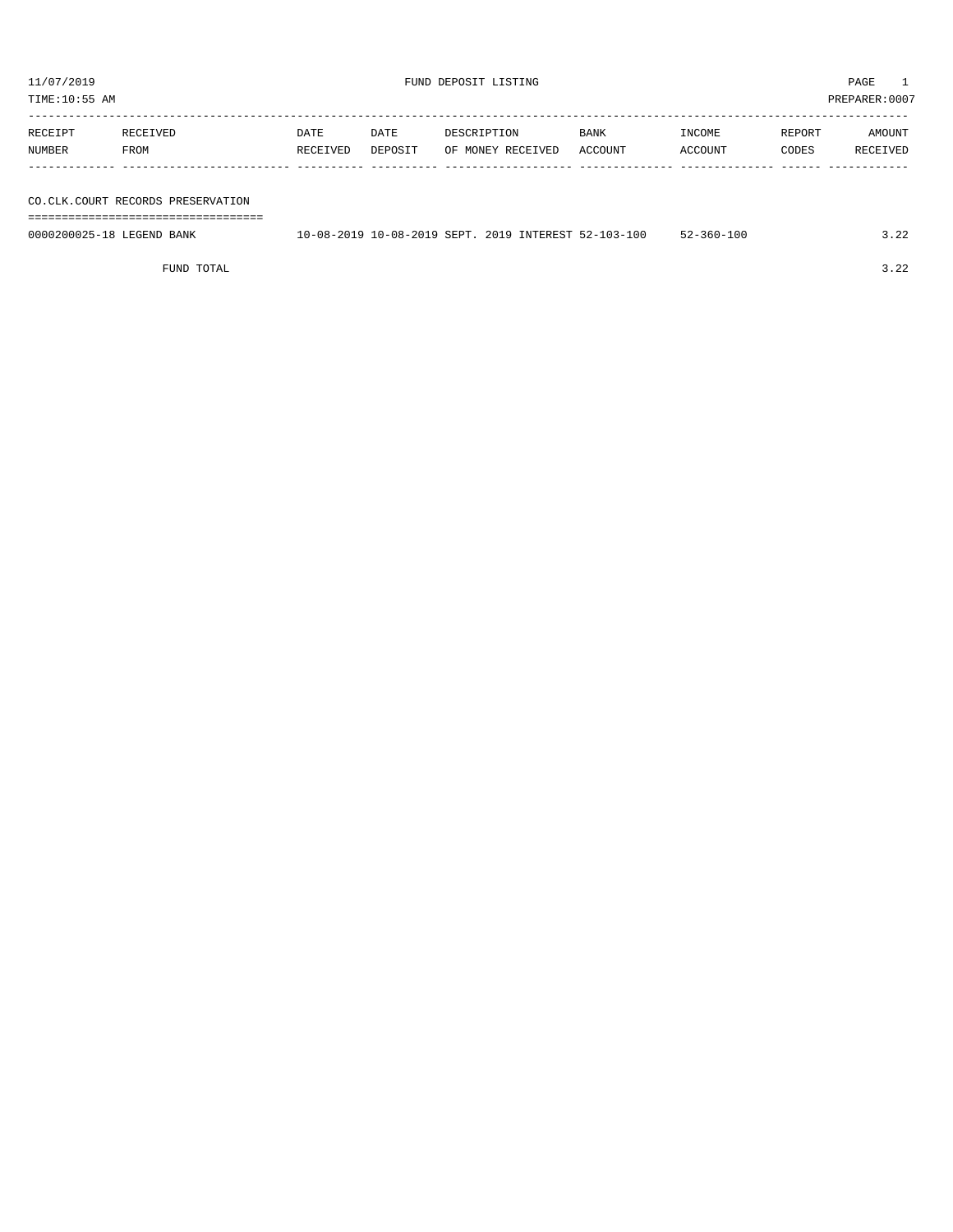11/07/2019 FUND DEPOSIT LISTING

TIME:10:55 AM PREPARER:0007

| RECEIPT NUMBER | RECEIVED FROM | DATE RECEIVED | DATE DEPOSIT | DESCRIPTION OF MONEY RECEIVED | BANK ACCOUNT | INCOME ACCOUNT | REPORT CODES | AMOUNT RECEIVED |
|---|---|---|---|---|---|---|---|---|
| **CO.CLK.COURT RECORDS PRESERVATION** | | | | | | | | |
| 0000200025-18 | LEGEND BANK | 10-08-2019 | 10-08-2019 | SEPT. 2019 INTEREST | 52-103-100 | 52-360-100 | | 3.22 |
| | FUND TOTAL | | | | | | | 3.22 |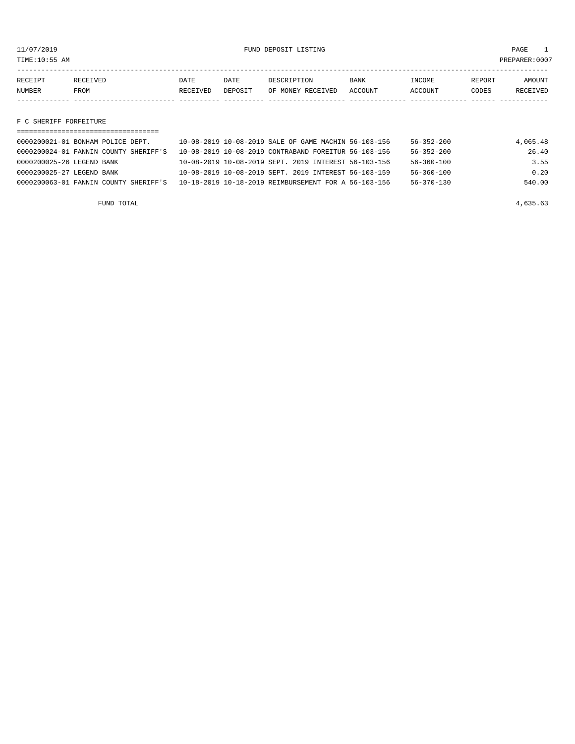11/07/2019 FUND DEPOSIT LISTING PAGE 1

TIME:10:55 AM PREPARER:0007

| RECEIPT NUMBER | RECEIVED FROM | DATE RECEIVED | DATE DEPOSIT | DESCRIPTION OF MONEY RECEIVED | BANK ACCOUNT | INCOME ACCOUNT | REPORT CODES | AMOUNT RECEIVED |
|---|---|---|---|---|---|---|---|---|

## F C SHERIFF FORFEITURE

| RECEIPT NUMBER | RECEIVED FROM | DATE RECEIVED | DATE DEPOSIT | DESCRIPTION OF MONEY RECEIVED | BANK ACCOUNT | INCOME ACCOUNT | REPORT CODES | AMOUNT RECEIVED |
|---|---|---|---|---|---|---|---|---|
| 0000200021-01 | BONHAM POLICE DEPT. | 10-08-2019 | 10-08-2019 | SALE OF GAME MACHIN | 56-103-156 | 56-352-200 | | 4,065.48 |
| 0000200024-01 | FANNIN COUNTY SHERIFF'S | 10-08-2019 | 10-08-2019 | CONTRABAND FOREITUR | 56-103-156 | 56-352-200 | | 26.40 |
| 0000200025-26 | LEGEND BANK | 10-08-2019 | 10-08-2019 | SEPT. 2019 INTEREST | 56-103-156 | 56-360-100 | | 3.55 |
| 0000200025-27 | LEGEND BANK | 10-08-2019 | 10-08-2019 | SEPT. 2019 INTEREST | 56-103-159 | 56-360-100 | | 0.20 |
| 0000200063-01 | FANNIN COUNTY SHERIFF'S | 10-18-2019 | 10-18-2019 | REIMBURSEMENT FOR A | 56-103-156 | 56-370-130 | | 540.00 |
| | FUND TOTAL | | | | | | | 4,635.63 |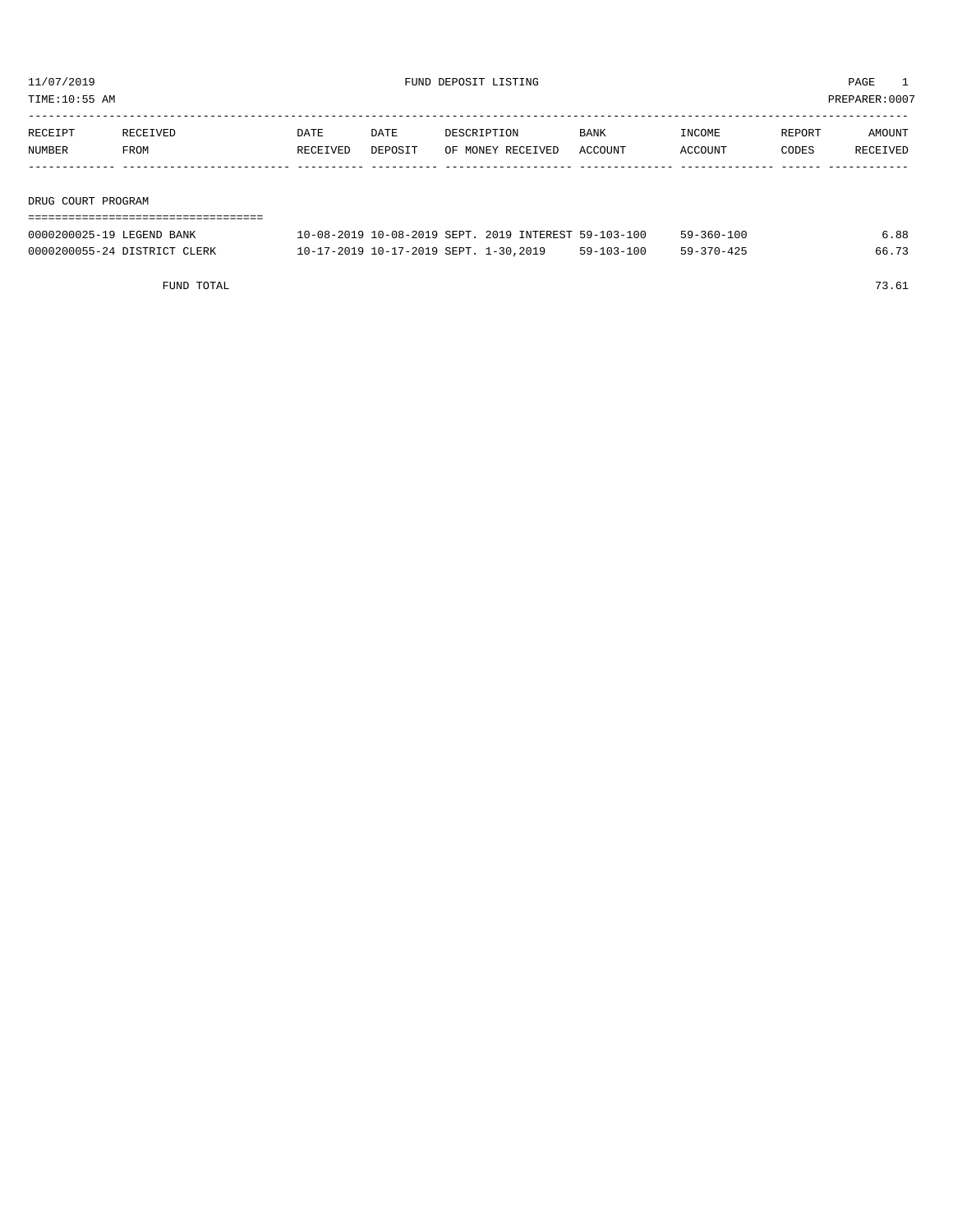11/07/2019 FUND DEPOSIT LISTING

TIME:10:55 AM PREPARER:0007

| RECEIPT NUMBER | RECEIVED FROM | DATE RECEIVED | DATE DEPOSIT | DESCRIPTION OF MONEY RECEIVED | BANK ACCOUNT | INCOME ACCOUNT | REPORT CODES | AMOUNT RECEIVED |
|---|---|---|---|---|---|---|---|---|
| **DRUG COURT PROGRAM** | | | | | | | | |
| 0000200025-19 | LEGEND BANK | 10-08-2019 | 10-08-2019 | SEPT. 2019 INTEREST | 59-103-100 | 59-360-100 | | 6.88 |
| 0000200055-24 | DISTRICT CLERK | 10-17-2019 | 10-17-2019 | SEPT. 1-30,2019 | 59-103-100 | 59-370-425 | | 66.73 |
| | FUND TOTAL | | | | | | | 73.61 |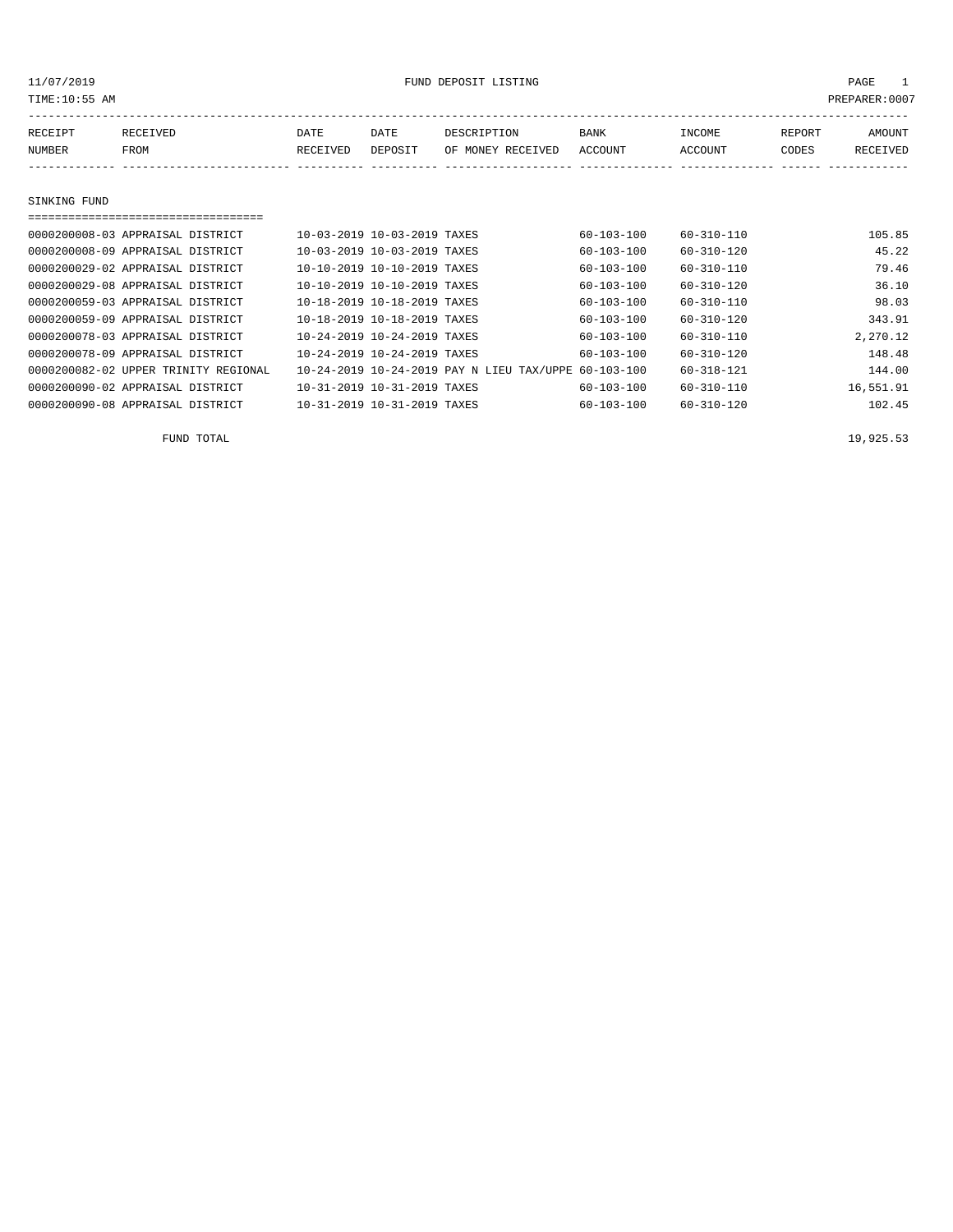11/07/2019 FUND DEPOSIT LISTING

TIME:10:55 AM PREPARER:0007

| RECEIPT NUMBER | RECEIVED FROM | DATE RECEIVED | DATE DEPOSIT | DESCRIPTION OF MONEY RECEIVED | BANK ACCOUNT | INCOME ACCOUNT | REPORT CODES | AMOUNT RECEIVED |
|---|---|---|---|---|---|---|---|---|

## SINKING FUND

| RECEIPT NUMBER | RECEIVED FROM | DATE RECEIVED | DATE DEPOSIT | DESCRIPTION OF MONEY RECEIVED | BANK ACCOUNT | INCOME ACCOUNT | REPORT CODES | AMOUNT RECEIVED |
|---|---|---|---|---|---|---|---|---|
| 0000200008-03 | APPRAISAL DISTRICT | 10-03-2019 | 10-03-2019 | TAXES | 60-103-100 | 60-310-110 | | 105.85 |
| 0000200008-09 | APPRAISAL DISTRICT | 10-03-2019 | 10-03-2019 | TAXES | 60-103-100 | 60-310-120 | | 45.22 |
| 0000200029-02 | APPRAISAL DISTRICT | 10-10-2019 | 10-10-2019 | TAXES | 60-103-100 | 60-310-110 | | 79.46 |
| 0000200029-08 | APPRAISAL DISTRICT | 10-10-2019 | 10-10-2019 | TAXES | 60-103-100 | 60-310-120 | | 36.10 |
| 0000200059-03 | APPRAISAL DISTRICT | 10-18-2019 | 10-18-2019 | TAXES | 60-103-100 | 60-310-110 | | 98.03 |
| 0000200059-09 | APPRAISAL DISTRICT | 10-18-2019 | 10-18-2019 | TAXES | 60-103-100 | 60-310-120 | | 343.91 |
| 0000200078-03 | APPRAISAL DISTRICT | 10-24-2019 | 10-24-2019 | TAXES | 60-103-100 | 60-310-110 | | 2,270.12 |
| 0000200078-09 | APPRAISAL DISTRICT | 10-24-2019 | 10-24-2019 | TAXES | 60-103-100 | 60-310-120 | | 148.48 |
| 0000200082-02 | UPPER TRINITY REGIONAL | 10-24-2019 | 10-24-2019 | PAY N LIEU TAX/UPPE | 60-103-100 | 60-318-121 | | 144.00 |
| 0000200090-02 | APPRAISAL DISTRICT | 10-31-2019 | 10-31-2019 | TAXES | 60-103-100 | 60-310-110 | | 16,551.91 |
| 0000200090-08 | APPRAISAL DISTRICT | 10-31-2019 | 10-31-2019 | TAXES | 60-103-100 | 60-310-120 | | 102.45 |
| | FUND TOTAL | | | | | | | 19,925.53 |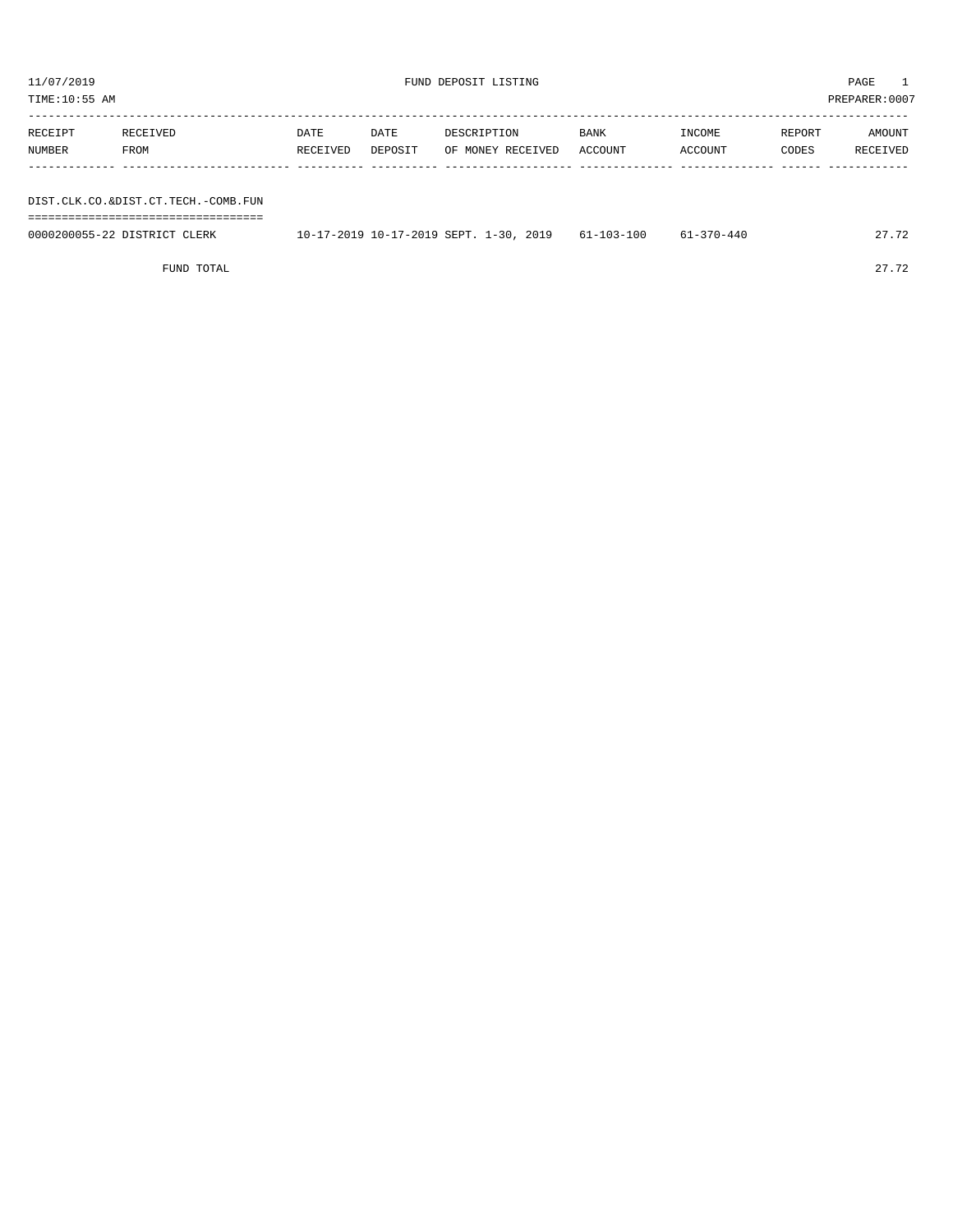11/07/2019 FUND DEPOSIT LISTING PAGE 1

TIME:10:55 AM PREPARER:0007

| RECEIPT NUMBER | RECEIVED FROM | DATE RECEIVED | DATE DEPOSIT | DESCRIPTION OF MONEY RECEIVED | BANK ACCOUNT | INCOME ACCOUNT | REPORT CODES | AMOUNT RECEIVED |
|---|---|---|---|---|---|---|---|---|
| DIST.CLK.CO.&DIST.CT.TECH.-COMB.FUN | | | | | | | | |
| 0000200055-22 | DISTRICT CLERK | 10-17-2019 | 10-17-2019 | SEPT. 1-30, 2019 | 61-103-100 | 61-370-440 | | 27.72 |
| | FUND TOTAL | | | | | | | 27.72 |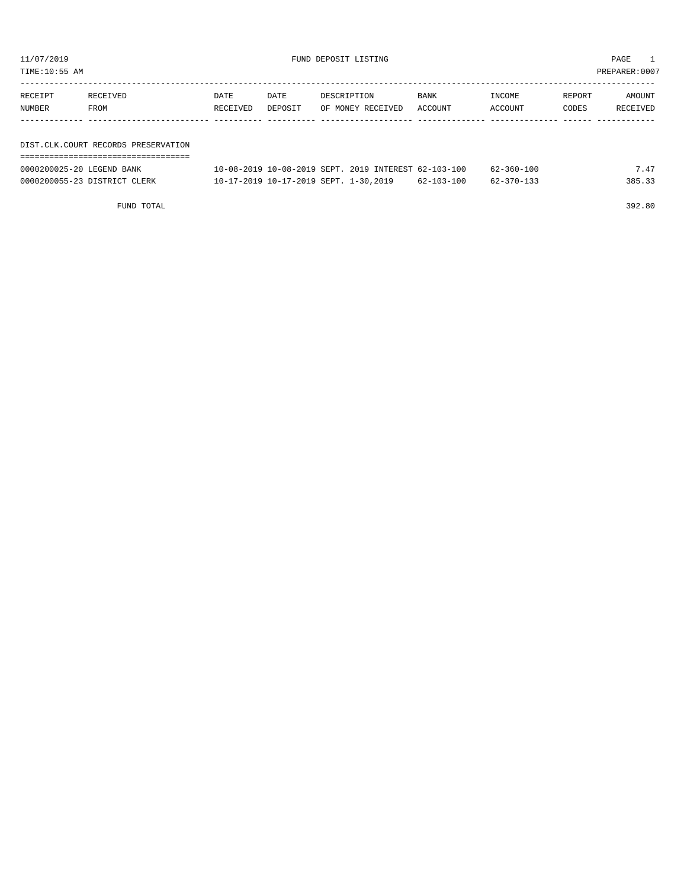11/07/2019 FUND DEPOSIT LISTING

TIME:10:55 AM PREPARER:0007

| RECEIPT NUMBER | RECEIVED FROM | DATE RECEIVED | DATE DEPOSIT | DESCRIPTION OF MONEY RECEIVED | BANK ACCOUNT | INCOME ACCOUNT | REPORT CODES | AMOUNT RECEIVED |
|---|---|---|---|---|---|---|---|---|

## DIST.CLK.COURT RECORDS PRESERVATION

| RECEIPT NUMBER | RECEIVED FROM | DATE RECEIVED | DATE DEPOSIT | DESCRIPTION OF MONEY RECEIVED | BANK ACCOUNT | INCOME ACCOUNT | REPORT CODES | AMOUNT RECEIVED |
|---|---|---|---|---|---|---|---|---|
| 0000200025-20 | LEGEND BANK | 10-08-2019 | 10-08-2019 | SEPT. 2019 INTEREST | 62-103-100 | 62-360-100 | | 7.47 |
| 0000200055-23 | DISTRICT CLERK | 10-17-2019 | 10-17-2019 | SEPT. 1-30,2019 | 62-103-100 | 62-370-133 | | 385.33 |

FUND TOTAL 392.80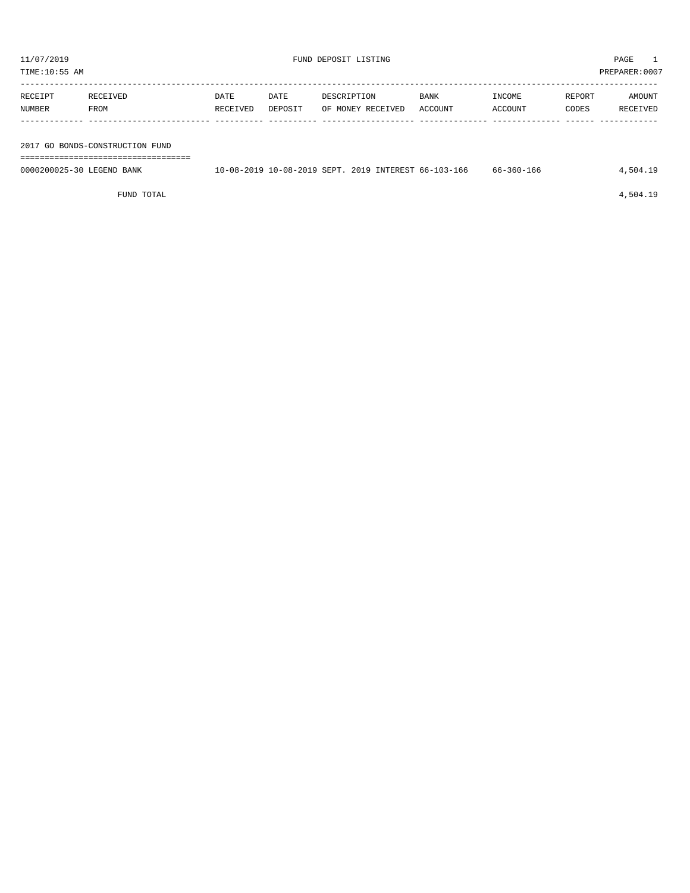11/07/2019 FUND DEPOSIT LISTING PAGE 1
TIME:10:55 AM PREPARER:0007

| RECEIPT NUMBER | RECEIVED FROM | DATE RECEIVED | DATE DEPOSIT | DESCRIPTION OF MONEY RECEIVED | BANK ACCOUNT | INCOME ACCOUNT | REPORT CODES | AMOUNT RECEIVED |
|---|---|---|---|---|---|---|---|---|
| **2017 GO BONDS-CONSTRUCTION FUND** | | | | | | | | |
| 0000200025-30 | LEGEND BANK | 10-08-2019 | 10-08-2019 | SEPT. 2019 INTEREST | 66-103-166 | 66-360-166 | | 4,504.19 |
| | FUND TOTAL | | | | | | | 4,504.19 |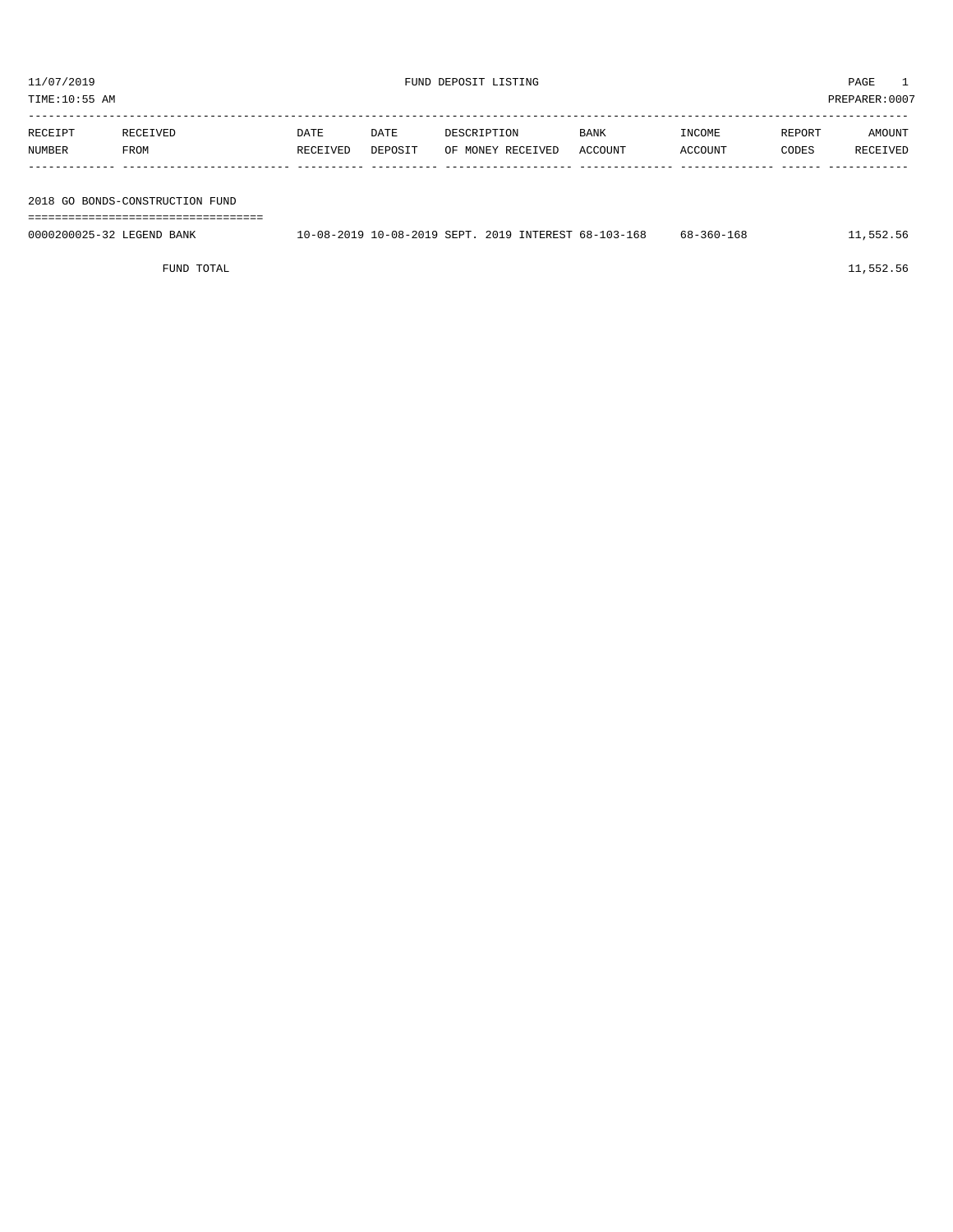11/07/2019 FUND DEPOSIT LISTING PAGE 1
TIME:10:55 AM PREPARER:0007

| RECEIPT NUMBER | RECEIVED FROM | DATE RECEIVED | DATE DEPOSIT | DESCRIPTION OF MONEY RECEIVED | BANK ACCOUNT | INCOME ACCOUNT | REPORT CODES | AMOUNT RECEIVED |
|---|---|---|---|---|---|---|---|---|
| **2018 GO BONDS-CONSTRUCTION FUND** | | | | | | | | |
| 0000200025-32 | LEGEND BANK | 10-08-2019 | 10-08-2019 | SEPT. 2019 INTEREST | 68-103-168 | 68-360-168 | | 11,552.56 |
| | FUND TOTAL | | | | | | | 11,552.56 |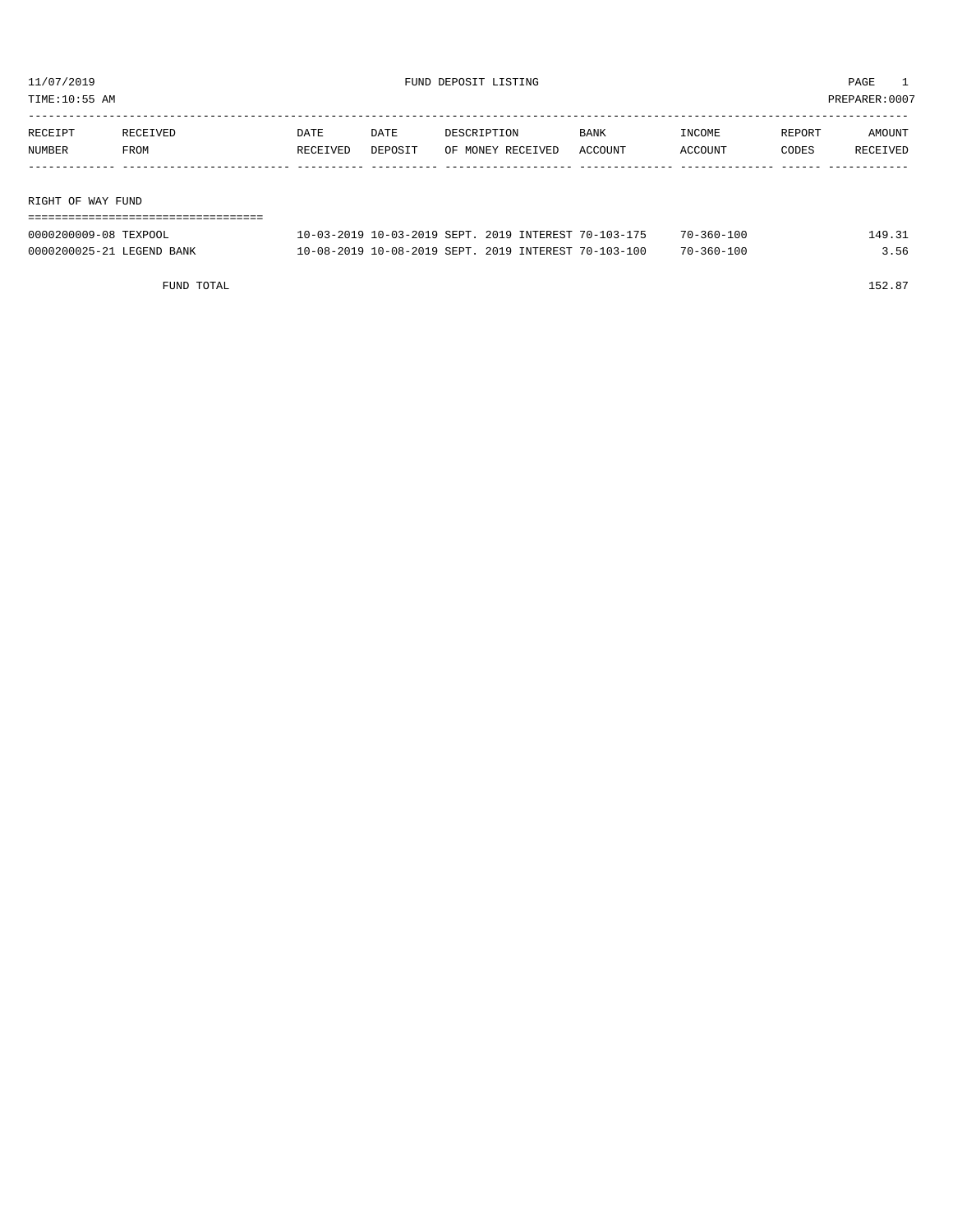11/07/2019 FUND DEPOSIT LISTING

TIME:10:55 AM PREPARER:0007

| RECEIPT NUMBER | RECEIVED FROM | DATE RECEIVED | DATE DEPOSIT | DESCRIPTION OF MONEY RECEIVED | BANK ACCOUNT | INCOME ACCOUNT | REPORT CODES | AMOUNT RECEIVED |
|---|---|---|---|---|---|---|---|---|
| **RIGHT OF WAY FUND** | | | | | | | | |
| 0000200009-08 | TEXPOOL | 10-03-2019 | 10-03-2019 | SEPT. 2019 INTEREST | 70-103-175 | 70-360-100 | | 149.31 |
| 0000200025-21 | LEGEND BANK | 10-08-2019 | 10-08-2019 | SEPT. 2019 INTEREST | 70-103-100 | 70-360-100 | | 3.56 |
| | FUND TOTAL | | | | | | | 152.87 |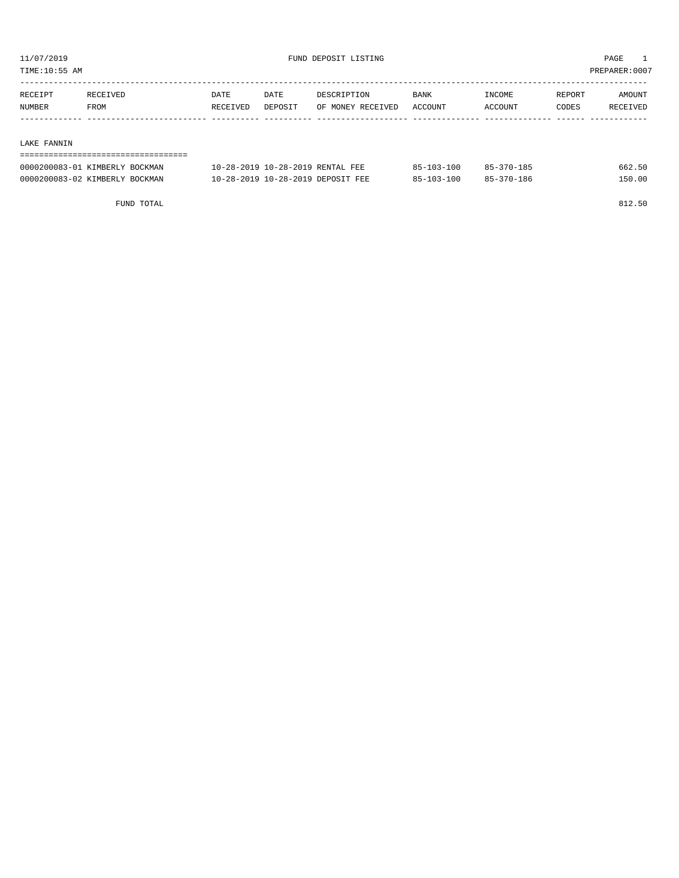11/07/2019 FUND DEPOSIT LISTING PAGE 1

TIME:10:55 AM PREPARER:0007

| RECEIPT NUMBER | RECEIVED FROM | DATE RECEIVED | DATE DEPOSIT | DESCRIPTION OF MONEY RECEIVED | BANK ACCOUNT | INCOME ACCOUNT | REPORT CODES | AMOUNT RECEIVED |
|---|---|---|---|---|---|---|---|---|
| **LAKE FANNIN** | | | | | | | | |
| 0000200083-01 | KIMBERLY BOCKMAN | 10-28-2019 | 10-28-2019 | RENTAL FEE | 85-103-100 | 85-370-185 | | 662.50 |
| 0000200083-02 | KIMBERLY BOCKMAN | 10-28-2019 | 10-28-2019 | DEPOSIT FEE | 85-103-100 | 85-370-186 | | 150.00 |
| | FUND TOTAL | | | | | | | 812.50 |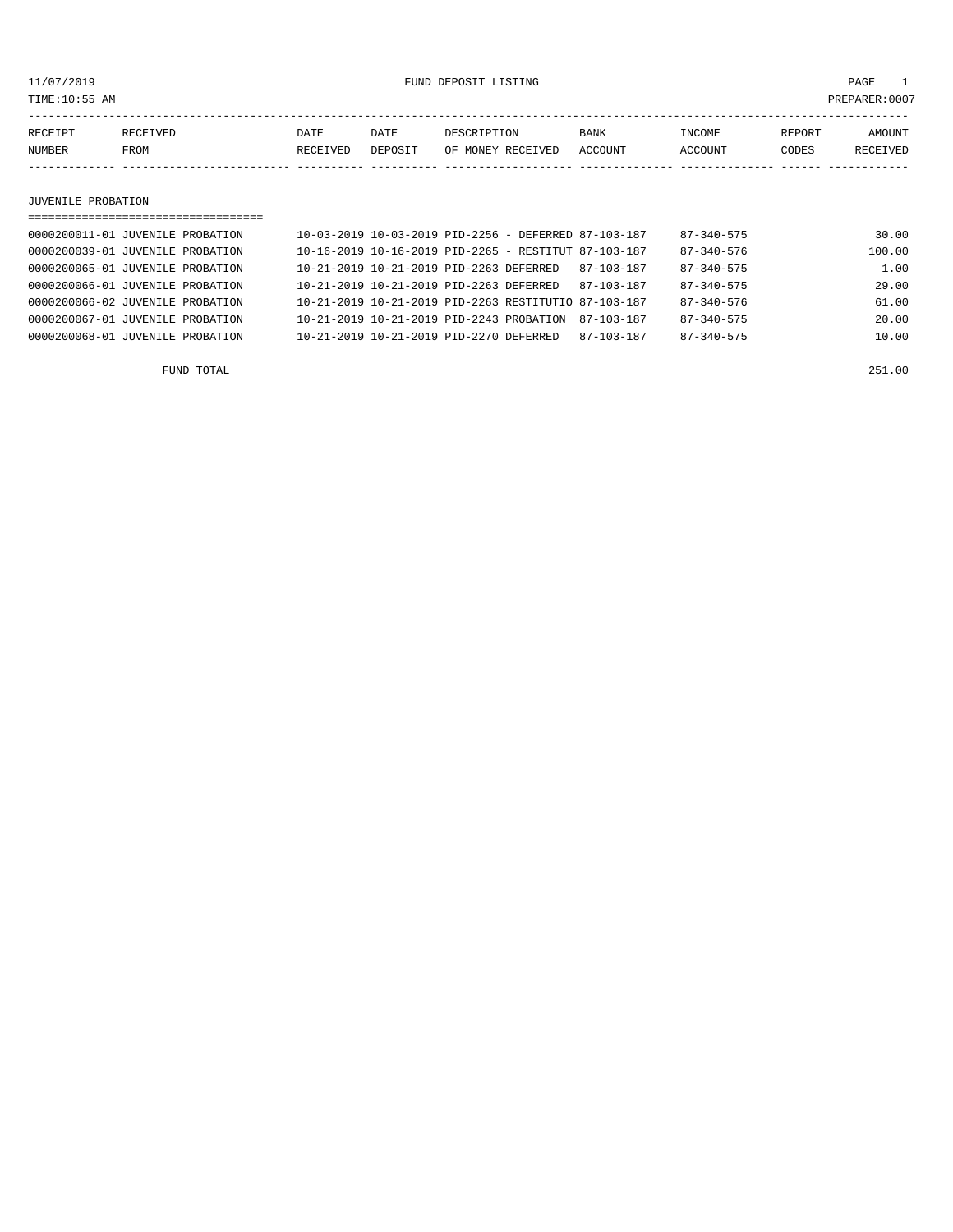11/07/2019 FUND DEPOSIT LISTING

TIME:10:55 AM PREPARER:0007

| RECEIPT NUMBER | RECEIVED FROM | DATE RECEIVED | DATE DEPOSIT | DESCRIPTION OF MONEY RECEIVED | BANK ACCOUNT | INCOME ACCOUNT | REPORT CODES | AMOUNT RECEIVED |
|---|---|---|---|---|---|---|---|---|
| **JUVENILE PROBATION** | | | | | | | | |
| 0000200011-01 | JUVENILE PROBATION | 10-03-2019 | 10-03-2019 | PID-2256 - DEFERRED | 87-103-187 | 87-340-575 | | 30.00 |
| 0000200039-01 | JUVENILE PROBATION | 10-16-2019 | 10-16-2019 | PID-2265 - RESTITUT | 87-103-187 | 87-340-576 | | 100.00 |
| 0000200065-01 | JUVENILE PROBATION | 10-21-2019 | 10-21-2019 | PID-2263 DEFERRED | 87-103-187 | 87-340-575 | | 1.00 |
| 0000200066-01 | JUVENILE PROBATION | 10-21-2019 | 10-21-2019 | PID-2263 DEFERRED | 87-103-187 | 87-340-575 | | 29.00 |
| 0000200066-02 | JUVENILE PROBATION | 10-21-2019 | 10-21-2019 | PID-2263 RESTITUTIO | 87-103-187 | 87-340-576 | | 61.00 |
| 0000200067-01 | JUVENILE PROBATION | 10-21-2019 | 10-21-2019 | PID-2243 PROBATION | 87-103-187 | 87-340-575 | | 20.00 |
| 0000200068-01 | JUVENILE PROBATION | 10-21-2019 | 10-21-2019 | PID-2270 DEFERRED | 87-103-187 | 87-340-575 | | 10.00 |
| | FUND TOTAL | | | | | | | 251.00 |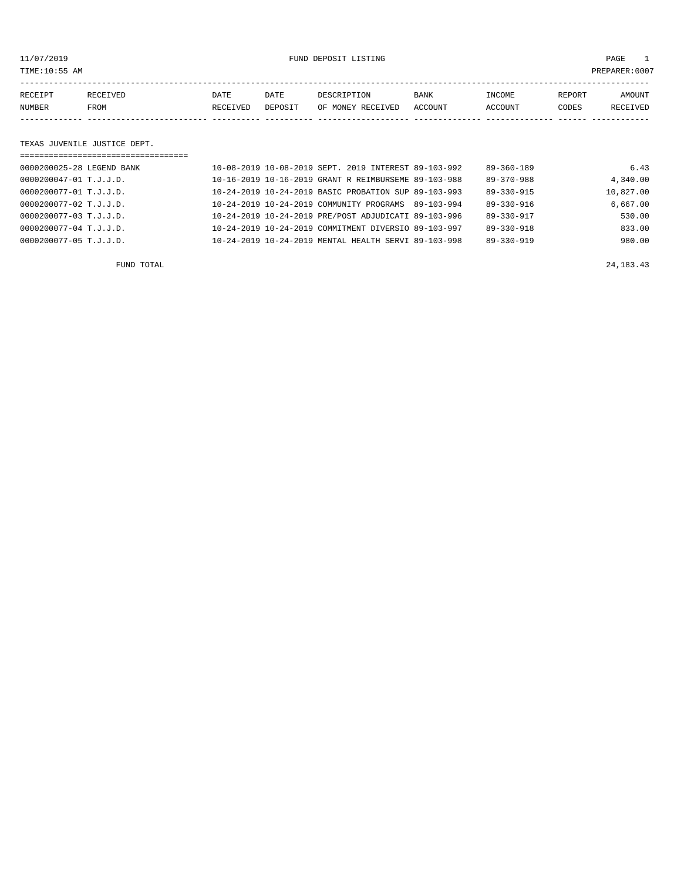11/07/2019 FUND DEPOSIT LISTING

TIME:10:55 AM PREPARER:0007

| RECEIPT NUMBER | RECEIVED FROM | DATE RECEIVED | DATE DEPOSIT | DESCRIPTION OF MONEY RECEIVED | BANK ACCOUNT | INCOME ACCOUNT | REPORT CODES | AMOUNT RECEIVED |
|---|---|---|---|---|---|---|---|---|

## TEXAS JUVENILE JUSTICE DEPT.

| RECEIPT NUMBER | RECEIVED FROM | DATE RECEIVED | DATE DEPOSIT | DESCRIPTION OF MONEY RECEIVED | BANK ACCOUNT | INCOME ACCOUNT | REPORT CODES | AMOUNT RECEIVED |
|---|---|---|---|---|---|---|---|---|
| 0000200025-28 | LEGEND BANK | 10-08-2019 | 10-08-2019 | SEPT. 2019 INTEREST | 89-103-992 | 89-360-189 | | 6.43 |
| 0000200047-01 | T.J.J.D. | 10-16-2019 | 10-16-2019 | GRANT R REIMBURSEME | 89-103-988 | 89-370-988 | | 4,340.00 |
| 0000200077-01 | T.J.J.D. | 10-24-2019 | 10-24-2019 | BASIC PROBATION SUP | 89-103-993 | 89-330-915 | | 10,827.00 |
| 0000200077-02 | T.J.J.D. | 10-24-2019 | 10-24-2019 | COMMUNITY PROGRAMS | 89-103-994 | 89-330-916 | | 6,667.00 |
| 0000200077-03 | T.J.J.D. | 10-24-2019 | 10-24-2019 | PRE/POST ADJUDICATI | 89-103-996 | 89-330-917 | | 530.00 |
| 0000200077-04 | T.J.J.D. | 10-24-2019 | 10-24-2019 | COMMITMENT DIVERSIO | 89-103-997 | 89-330-918 | | 833.00 |
| 0000200077-05 | T.J.J.D. | 10-24-2019 | 10-24-2019 | MENTAL HEALTH SERVI | 89-103-998 | 89-330-919 | | 980.00 |
| | FUND TOTAL | | | | | | | 24,183.43 |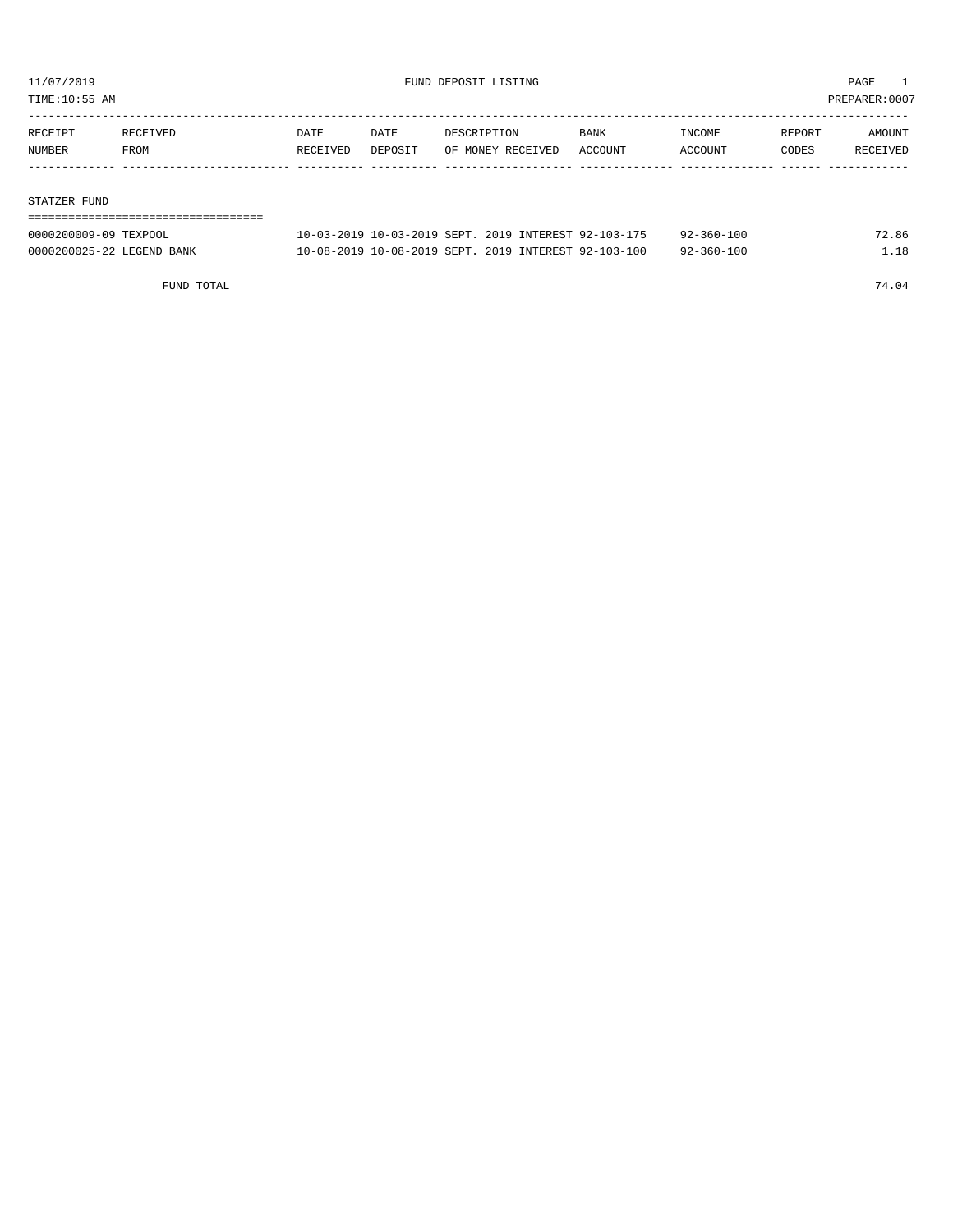11/07/2019 FUND DEPOSIT LISTING PAGE 1

TIME:10:55 AM PREPARER:0007

| RECEIPT NUMBER | RECEIVED FROM | DATE RECEIVED | DATE DEPOSIT | DESCRIPTION OF MONEY RECEIVED | BANK ACCOUNT | INCOME ACCOUNT | REPORT CODES | AMOUNT RECEIVED |
|---|---|---|---|---|---|---|---|---|
| **STATZER FUND** | | | | | | | | |
| 0000200009-09 | TEXPOOL | 10-03-2019 | 10-03-2019 | SEPT. 2019 INTEREST | 92-103-175 | 92-360-100 | | 72.86 |
| 0000200025-22 | LEGEND BANK | 10-08-2019 | 10-08-2019 | SEPT. 2019 INTEREST | 92-103-100 | 92-360-100 | | 1.18 |
| | FUND TOTAL | | | | | | | 74.04 |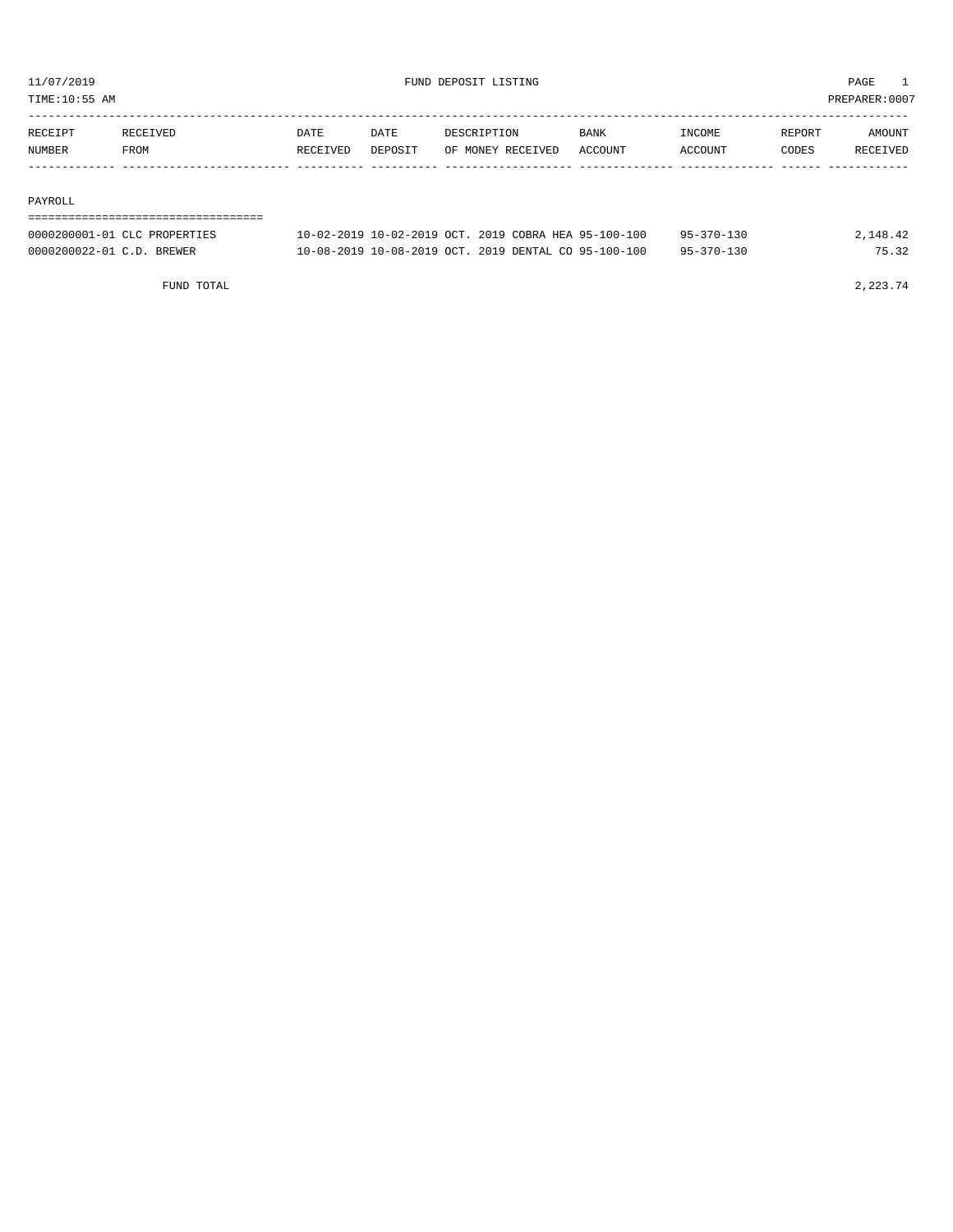11/07/2019 FUND DEPOSIT LISTING

TIME:10:55 AM PREPARER:0007

| RECEIPT NUMBER | RECEIVED FROM | DATE RECEIVED | DATE DEPOSIT | DESCRIPTION OF MONEY RECEIVED | BANK ACCOUNT | INCOME ACCOUNT | REPORT CODES | AMOUNT RECEIVED |
|---|---|---|---|---|---|---|---|---|
| **PAYROLL** | | | | | | | | |
| 0000200001-01 | CLC PROPERTIES | 10-02-2019 | 10-02-2019 | OCT. 2019 COBRA HEA | 95-100-100 | 95-370-130 | | 2,148.42 |
| 0000200022-01 | C.D. BREWER | 10-08-2019 | 10-08-2019 | OCT. 2019 DENTAL CO | 95-100-100 | 95-370-130 | | 75.32 |
| | FUND TOTAL | | | | | | | 2,223.74 |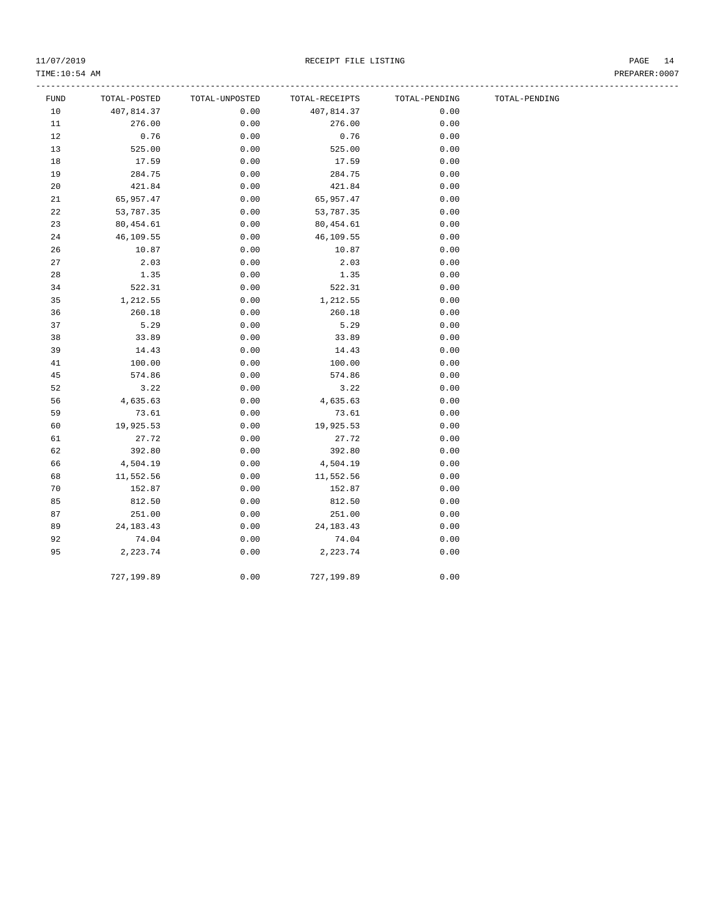11/07/2019 RECEIPT FILE LISTING

TIME:10:54 AM PREPARER:0007

| FUND | TOTAL-POSTED | TOTAL-UNPOSTED | TOTAL-RECEIPTS | TOTAL-PENDING | TOTAL-PENDING |
|---|---|---|---|---|---|
| 10 | 407,814.37 | 0.00 | 407,814.37 | 0.00 | |
| 11 | 276.00 | 0.00 | 276.00 | 0.00 | |
| 12 | 0.76 | 0.00 | 0.76 | 0.00 | |
| 13 | 525.00 | 0.00 | 525.00 | 0.00 | |
| 18 | 17.59 | 0.00 | 17.59 | 0.00 | |
| 19 | 284.75 | 0.00 | 284.75 | 0.00 | |
| 20 | 421.84 | 0.00 | 421.84 | 0.00 | |
| 21 | 65,957.47 | 0.00 | 65,957.47 | 0.00 | |
| 22 | 53,787.35 | 0.00 | 53,787.35 | 0.00 | |
| 23 | 80,454.61 | 0.00 | 80,454.61 | 0.00 | |
| 24 | 46,109.55 | 0.00 | 46,109.55 | 0.00 | |
| 26 | 10.87 | 0.00 | 10.87 | 0.00 | |
| 27 | 2.03 | 0.00 | 2.03 | 0.00 | |
| 28 | 1.35 | 0.00 | 1.35 | 0.00 | |
| 34 | 522.31 | 0.00 | 522.31 | 0.00 | |
| 35 | 1,212.55 | 0.00 | 1,212.55 | 0.00 | |
| 36 | 260.18 | 0.00 | 260.18 | 0.00 | |
| 37 | 5.29 | 0.00 | 5.29 | 0.00 | |
| 38 | 33.89 | 0.00 | 33.89 | 0.00 | |
| 39 | 14.43 | 0.00 | 14.43 | 0.00 | |
| 41 | 100.00 | 0.00 | 100.00 | 0.00 | |
| 45 | 574.86 | 0.00 | 574.86 | 0.00 | |
| 52 | 3.22 | 0.00 | 3.22 | 0.00 | |
| 56 | 4,635.63 | 0.00 | 4,635.63 | 0.00 | |
| 59 | 73.61 | 0.00 | 73.61 | 0.00 | |
| 60 | 19,925.53 | 0.00 | 19,925.53 | 0.00 | |
| 61 | 27.72 | 0.00 | 27.72 | 0.00 | |
| 62 | 392.80 | 0.00 | 392.80 | 0.00 | |
| 66 | 4,504.19 | 0.00 | 4,504.19 | 0.00 | |
| 68 | 11,552.56 | 0.00 | 11,552.56 | 0.00 | |
| 70 | 152.87 | 0.00 | 152.87 | 0.00 | |
| 85 | 812.50 | 0.00 | 812.50 | 0.00 | |
| 87 | 251.00 | 0.00 | 251.00 | 0.00 | |
| 89 | 24,183.43 | 0.00 | 24,183.43 | 0.00 | |
| 92 | 74.04 | 0.00 | 74.04 | 0.00 | |
| 95 | 2,223.74 | 0.00 | 2,223.74 | 0.00 | |
| | 727,199.89 | 0.00 | 727,199.89 | 0.00 | |